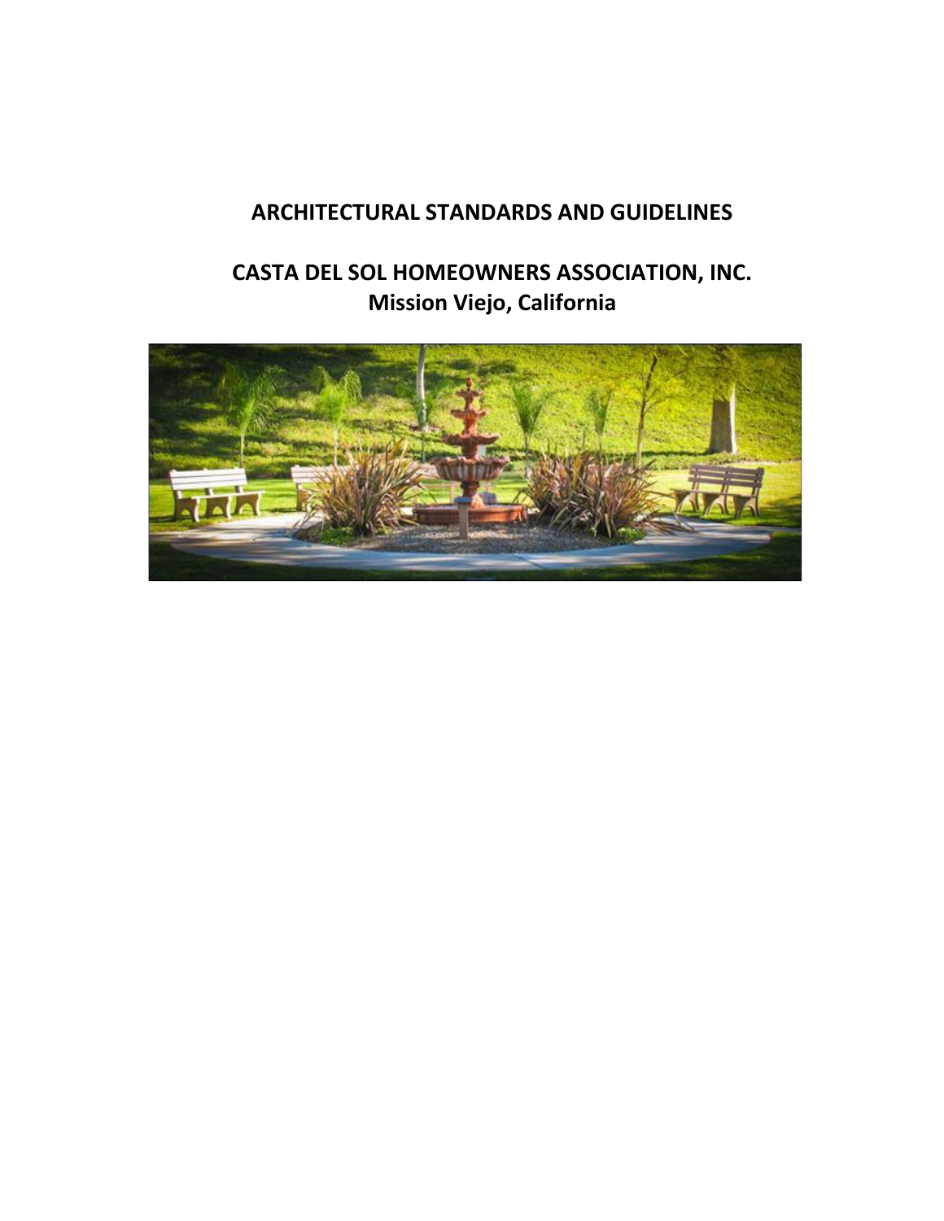# ARCHITECTURAL STANDARDS AND GUIDELINES

## CASTA DEL SOL HOMEOWNERS ASSOCIATION, INC.
## Mission Viejo, California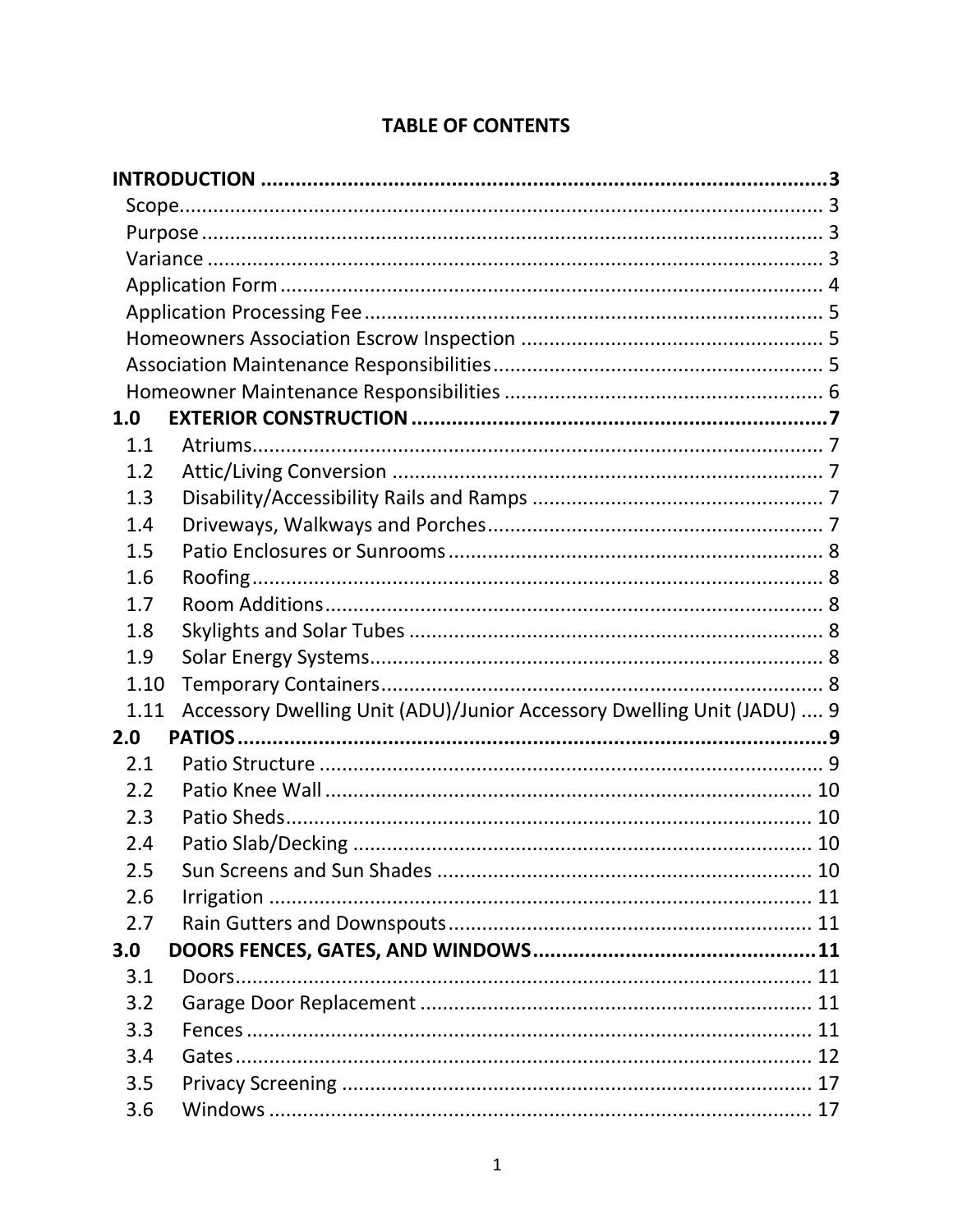# TABLE OF CONTENTS

**INTRODUCTION .................................................................................................3**

- Scope................................................................................................. 3
- Purpose ............................................................................................. 3
- Variance ............................................................................................ 3
- Application Form ............................................................................... 4
- Application Processing Fee ............................................................... 5
- Homeowners Association Escrow Inspection ..................................... 5
- Association Maintenance Responsibilities .......................................... 5
- Homeowner Maintenance Responsibilities ........................................ 6

**1.0 EXTERIOR CONSTRUCTION .......................................................................7**

- 1.1 Atriums.................................................................................................. 7
- 1.2 Attic/Living Conversion ........................................................................ 7
- 1.3 Disability/Accessibility Rails and Ramps .............................................. 7
- 1.4 Driveways, Walkways and Porches ....................................................... 7
- 1.5 Patio Enclosures or Sunrooms .............................................................. 8
- 1.6 Roofing .................................................................................................. 8
- 1.7 Room Additions ..................................................................................... 8
- 1.8 Skylights and Solar Tubes ..................................................................... 8
- 1.9 Solar Energy Systems ............................................................................ 8
- 1.10 Temporary Containers ........................................................................ 8
- 1.11 Accessory Dwelling Unit (ADU)/Junior Accessory Dwelling Unit (JADU) .... 9

**2.0 PATIOS .......................................................................................................9**

- 2.1 Patio Structure ...................................................................................... 9
- 2.2 Patio Knee Wall ................................................................................... 10
- 2.3 Patio Sheds .......................................................................................... 10
- 2.4 Patio Slab/Decking ............................................................................... 10
- 2.5 Sun Screens and Sun Shades ............................................................... 10
- 2.6 Irrigation ............................................................................................. 11
- 2.7 Rain Gutters and Downspouts ............................................................. 11

**3.0 DOORS FENCES, GATES, AND WINDOWS ...............................................11**

- 3.1 Doors ................................................................................................... 11
- 3.2 Garage Door Replacement .................................................................. 11
- 3.3 Fences ................................................................................................. 11
- 3.4 Gates ................................................................................................... 12
- 3.5 Privacy Screening ................................................................................ 17
- 3.6 Windows ............................................................................................. 17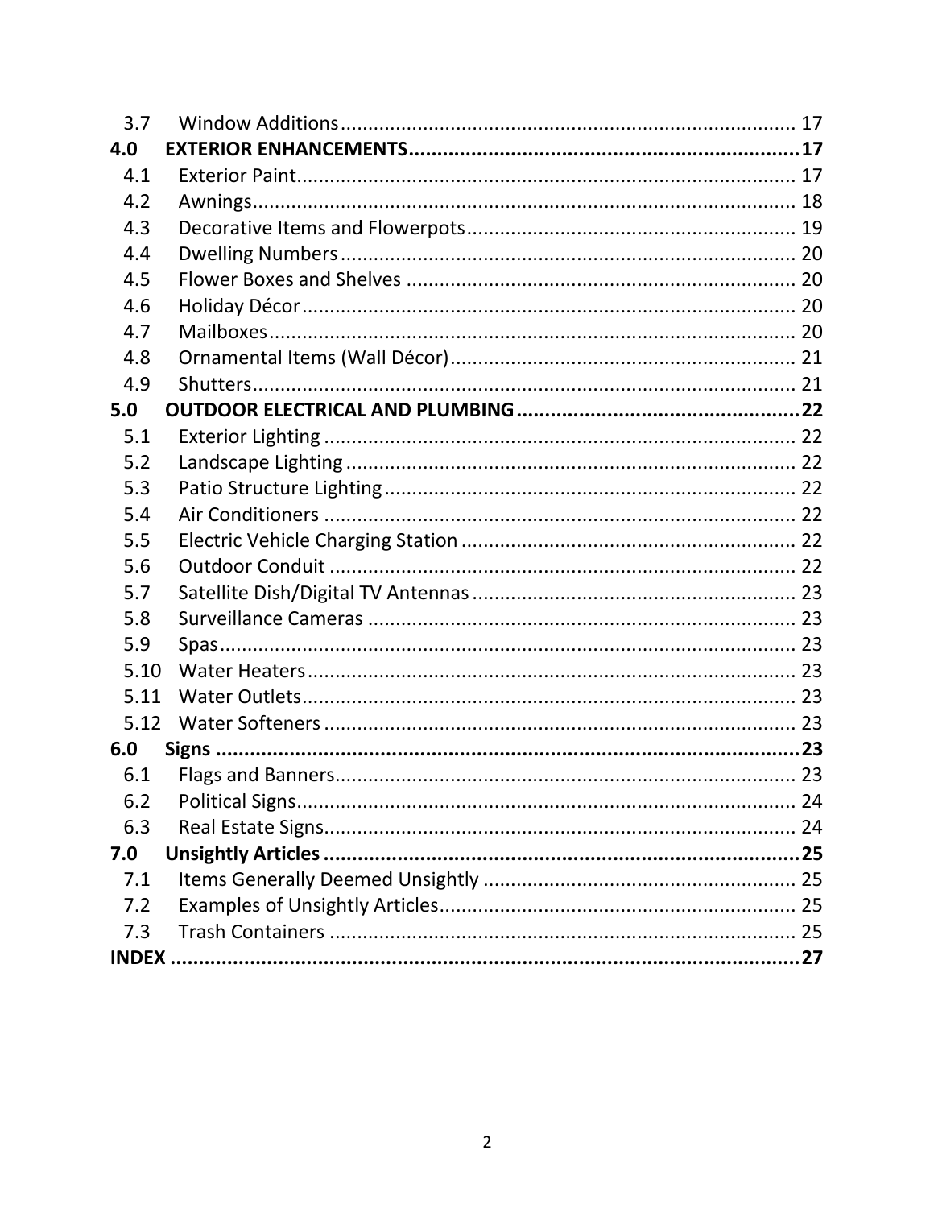| | | |
|---|---|---|
| 3.7 | Window Additions | 17 |
| **4.0** | **EXTERIOR ENHANCEMENTS** | **17** |
| 4.1 | Exterior Paint | 17 |
| 4.2 | Awnings | 18 |
| 4.3 | Decorative Items and Flowerpots | 19 |
| 4.4 | Dwelling Numbers | 20 |
| 4.5 | Flower Boxes and Shelves | 20 |
| 4.6 | Holiday Décor | 20 |
| 4.7 | Mailboxes | 20 |
| 4.8 | Ornamental Items (Wall Décor) | 21 |
| 4.9 | Shutters | 21 |
| **5.0** | **OUTDOOR ELECTRICAL AND PLUMBING** | **22** |
| 5.1 | Exterior Lighting | 22 |
| 5.2 | Landscape Lighting | 22 |
| 5.3 | Patio Structure Lighting | 22 |
| 5.4 | Air Conditioners | 22 |
| 5.5 | Electric Vehicle Charging Station | 22 |
| 5.6 | Outdoor Conduit | 22 |
| 5.7 | Satellite Dish/Digital TV Antennas | 23 |
| 5.8 | Surveillance Cameras | 23 |
| 5.9 | Spas | 23 |
| 5.10 | Water Heaters | 23 |
| 5.11 | Water Outlets | 23 |
| 5.12 | Water Softeners | 23 |
| **6.0** | **Signs** | **23** |
| 6.1 | Flags and Banners | 23 |
| 6.2 | Political Signs | 24 |
| 6.3 | Real Estate Signs | 24 |
| **7.0** | **Unsightly Articles** | **25** |
| 7.1 | Items Generally Deemed Unsightly | 25 |
| 7.2 | Examples of Unsightly Articles | 25 |
| 7.3 | Trash Containers | 25 |
| **INDEX** | | **27** |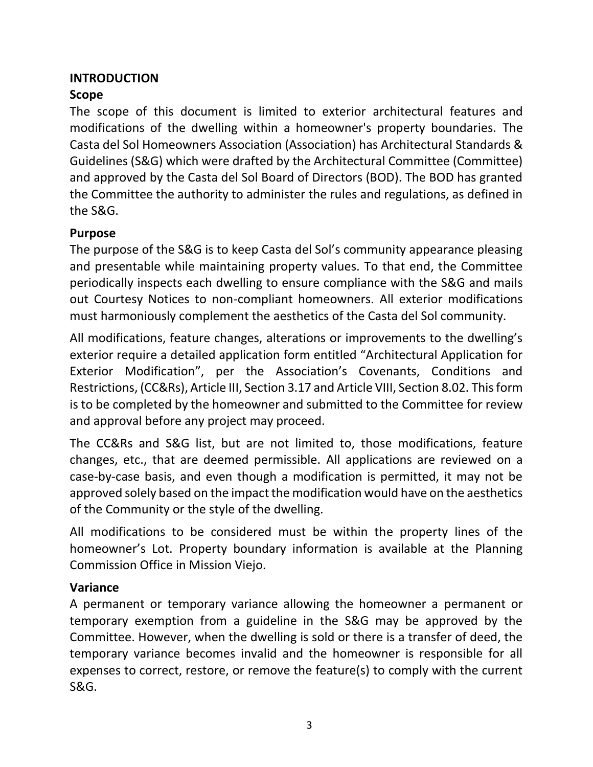# INTRODUCTION

## Scope

The scope of this document is limited to exterior architectural features and modifications of the dwelling within a homeowner's property boundaries. The Casta del Sol Homeowners Association (Association) has Architectural Standards & Guidelines (S&G) which were drafted by the Architectural Committee (Committee) and approved by the Casta del Sol Board of Directors (BOD). The BOD has granted the Committee the authority to administer the rules and regulations, as defined in the S&G.

## Purpose

The purpose of the S&G is to keep Casta del Sol's community appearance pleasing and presentable while maintaining property values. To that end, the Committee periodically inspects each dwelling to ensure compliance with the S&G and mails out Courtesy Notices to non-compliant homeowners. All exterior modifications must harmoniously complement the aesthetics of the Casta del Sol community.

All modifications, feature changes, alterations or improvements to the dwelling's exterior require a detailed application form entitled "Architectural Application for Exterior Modification", per the Association's Covenants, Conditions and Restrictions, (CC&Rs), Article III, Section 3.17 and Article VIII, Section 8.02. This form is to be completed by the homeowner and submitted to the Committee for review and approval before any project may proceed.

The CC&Rs and S&G list, but are not limited to, those modifications, feature changes, etc., that are deemed permissible. All applications are reviewed on a case-by-case basis, and even though a modification is permitted, it may not be approved solely based on the impact the modification would have on the aesthetics of the Community or the style of the dwelling.

All modifications to be considered must be within the property lines of the homeowner's Lot. Property boundary information is available at the Planning Commission Office in Mission Viejo.

## Variance

A permanent or temporary variance allowing the homeowner a permanent or temporary exemption from a guideline in the S&G may be approved by the Committee. However, when the dwelling is sold or there is a transfer of deed, the temporary variance becomes invalid and the homeowner is responsible for all expenses to correct, restore, or remove the feature(s) to comply with the current S&G.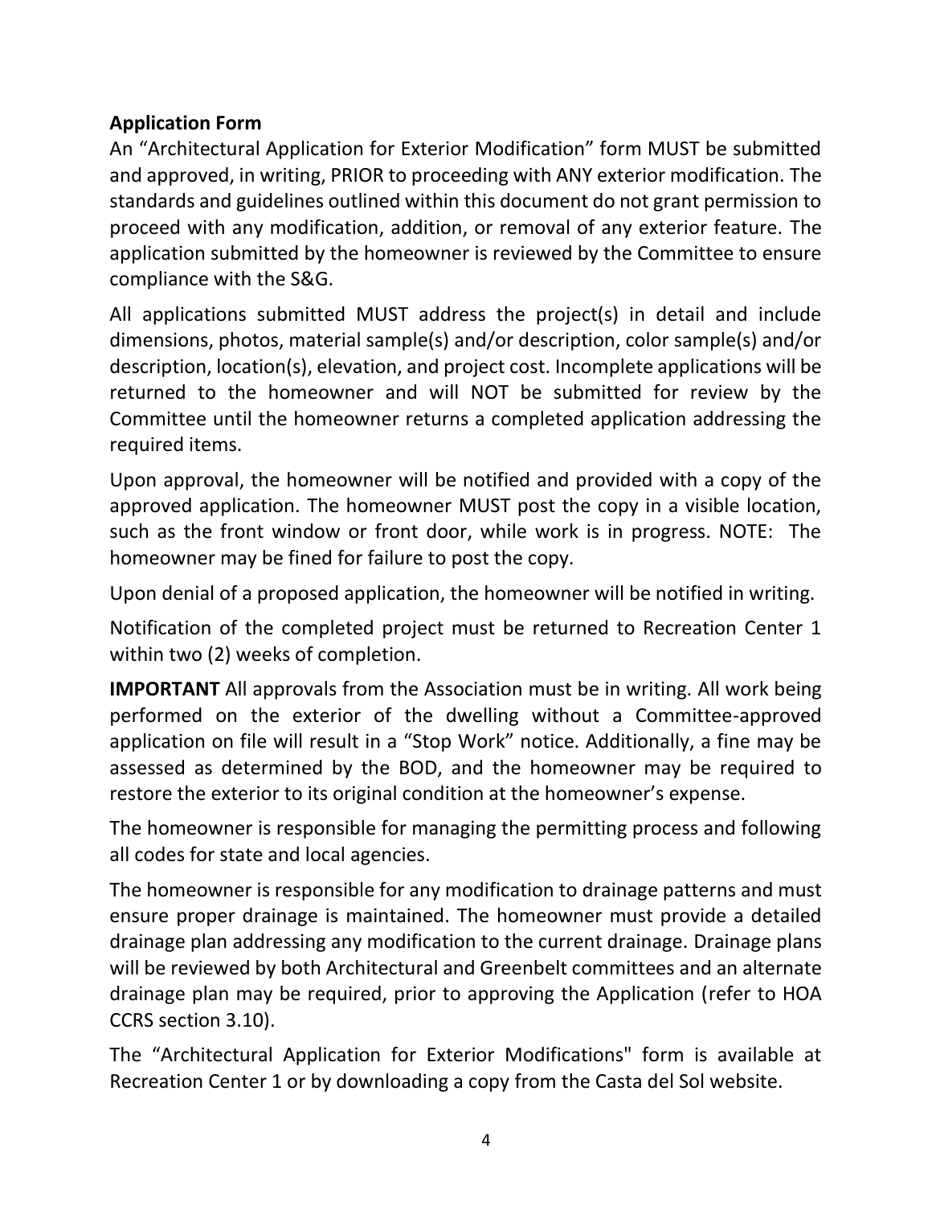**Application Form**

An “Architectural Application for Exterior Modification” form MUST be submitted and approved, in writing, PRIOR to proceeding with ANY exterior modification. The standards and guidelines outlined within this document do not grant permission to proceed with any modification, addition, or removal of any exterior feature. The application submitted by the homeowner is reviewed by the Committee to ensure compliance with the S&G.

All applications submitted MUST address the project(s) in detail and include dimensions, photos, material sample(s) and/or description, color sample(s) and/or description, location(s), elevation, and project cost. Incomplete applications will be returned to the homeowner and will NOT be submitted for review by the Committee until the homeowner returns a completed application addressing the required items.

Upon approval, the homeowner will be notified and provided with a copy of the approved application. The homeowner MUST post the copy in a visible location, such as the front window or front door, while work is in progress. NOTE: The homeowner may be fined for failure to post the copy.

Upon denial of a proposed application, the homeowner will be notified in writing.

Notification of the completed project must be returned to Recreation Center 1 within two (2) weeks of completion.

**IMPORTANT** All approvals from the Association must be in writing. All work being performed on the exterior of the dwelling without a Committee-approved application on file will result in a “Stop Work” notice. Additionally, a fine may be assessed as determined by the BOD, and the homeowner may be required to restore the exterior to its original condition at the homeowner’s expense.

The homeowner is responsible for managing the permitting process and following all codes for state and local agencies.

The homeowner is responsible for any modification to drainage patterns and must ensure proper drainage is maintained. The homeowner must provide a detailed drainage plan addressing any modification to the current drainage. Drainage plans will be reviewed by both Architectural and Greenbelt committees and an alternate drainage plan may be required, prior to approving the Application (refer to HOA CCRS section 3.10).

The “Architectural Application for Exterior Modifications" form is available at Recreation Center 1 or by downloading a copy from the Casta del Sol website.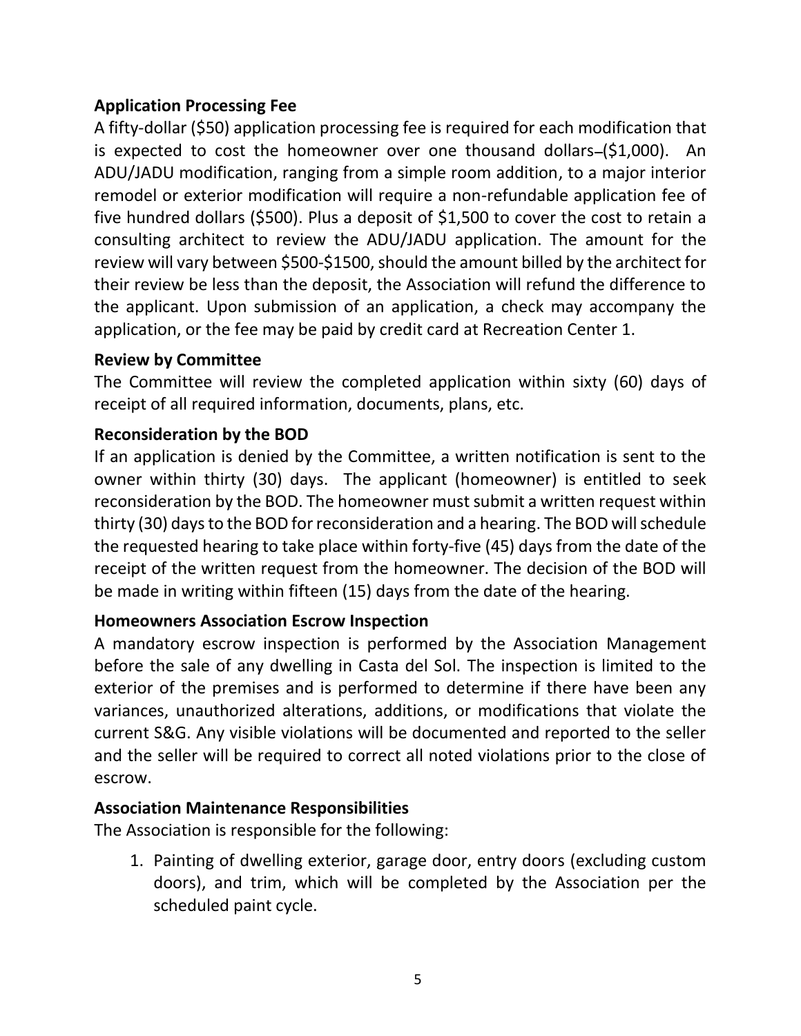**Application Processing Fee**

A fifty-dollar ($50) application processing fee is required for each modification that is expected to cost the homeowner over one thousand dollars ($1,000). An ADU/JADU modification, ranging from a simple room addition, to a major interior remodel or exterior modification will require a non-refundable application fee of five hundred dollars ($500). Plus a deposit of $1,500 to cover the cost to retain a consulting architect to review the ADU/JADU application. The amount for the review will vary between $500-$1500, should the amount billed by the architect for their review be less than the deposit, the Association will refund the difference to the applicant. Upon submission of an application, a check may accompany the application, or the fee may be paid by credit card at Recreation Center 1.

**Review by Committee**

The Committee will review the completed application within sixty (60) days of receipt of all required information, documents, plans, etc.

**Reconsideration by the BOD**

If an application is denied by the Committee, a written notification is sent to the owner within thirty (30) days. The applicant (homeowner) is entitled to seek reconsideration by the BOD. The homeowner must submit a written request within thirty (30) days to the BOD for reconsideration and a hearing. The BOD will schedule the requested hearing to take place within forty-five (45) days from the date of the receipt of the written request from the homeowner. The decision of the BOD will be made in writing within fifteen (15) days from the date of the hearing.

**Homeowners Association Escrow Inspection**

A mandatory escrow inspection is performed by the Association Management before the sale of any dwelling in Casta del Sol. The inspection is limited to the exterior of the premises and is performed to determine if there have been any variances, unauthorized alterations, additions, or modifications that violate the current S&G. Any visible violations will be documented and reported to the seller and the seller will be required to correct all noted violations prior to the close of escrow.

**Association Maintenance Responsibilities**

The Association is responsible for the following:

1. Painting of dwelling exterior, garage door, entry doors (excluding custom doors), and trim, which will be completed by the Association per the scheduled paint cycle.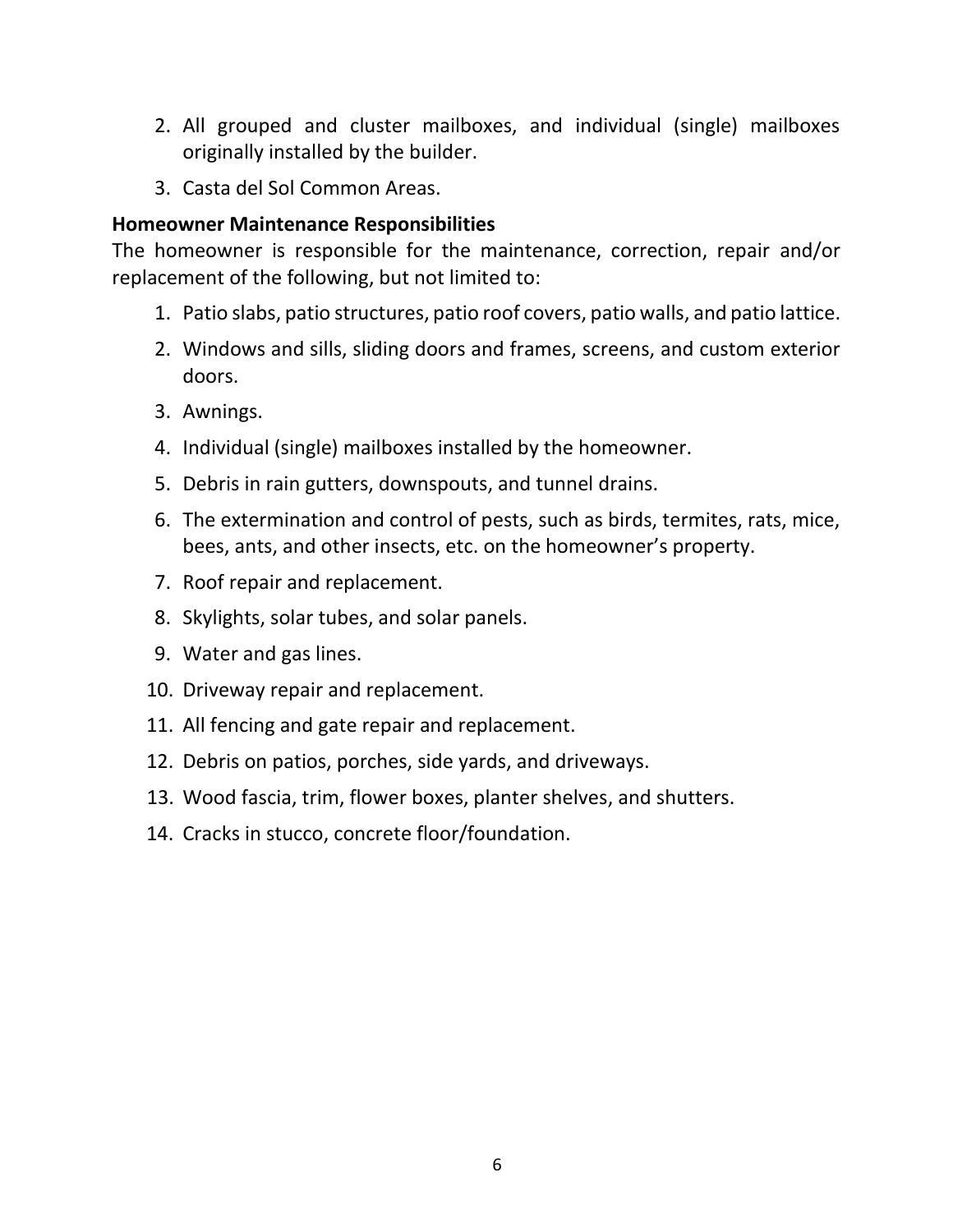2. All grouped and cluster mailboxes, and individual (single) mailboxes originally installed by the builder.
3. Casta del Sol Common Areas.

**Homeowner Maintenance Responsibilities**

The homeowner is responsible for the maintenance, correction, repair and/or replacement of the following, but not limited to:

1. Patio slabs, patio structures, patio roof covers, patio walls, and patio lattice.
2. Windows and sills, sliding doors and frames, screens, and custom exterior doors.
3. Awnings.
4. Individual (single) mailboxes installed by the homeowner.
5. Debris in rain gutters, downspouts, and tunnel drains.
6. The extermination and control of pests, such as birds, termites, rats, mice, bees, ants, and other insects, etc. on the homeowner's property.
7. Roof repair and replacement.
8. Skylights, solar tubes, and solar panels.
9. Water and gas lines.
10. Driveway repair and replacement.
11. All fencing and gate repair and replacement.
12. Debris on patios, porches, side yards, and driveways.
13. Wood fascia, trim, flower boxes, planter shelves, and shutters.
14. Cracks in stucco, concrete floor/foundation.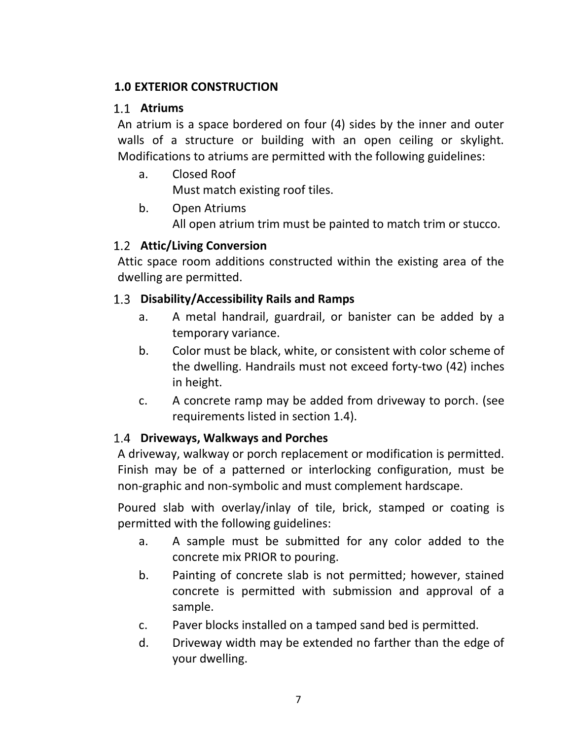## 1.0 EXTERIOR CONSTRUCTION

### 1.1 Atriums

An atrium is a space bordered on four (4) sides by the inner and outer walls of a structure or building with an open ceiling or skylight. Modifications to atriums are permitted with the following guidelines:

a. Closed Roof
   Must match existing roof tiles.

b. Open Atriums
   All open atrium trim must be painted to match trim or stucco.

### 1.2 Attic/Living Conversion

Attic space room additions constructed within the existing area of the dwelling are permitted.

### 1.3 Disability/Accessibility Rails and Ramps

a. A metal handrail, guardrail, or banister can be added by a temporary variance.

b. Color must be black, white, or consistent with color scheme of the dwelling. Handrails must not exceed forty-two (42) inches in height.

c. A concrete ramp may be added from driveway to porch. (see requirements listed in section 1.4).

### 1.4 Driveways, Walkways and Porches

A driveway, walkway or porch replacement or modification is permitted. Finish may be of a patterned or interlocking configuration, must be non-graphic and non-symbolic and must complement hardscape.

Poured slab with overlay/inlay of tile, brick, stamped or coating is permitted with the following guidelines:

a. A sample must be submitted for any color added to the concrete mix PRIOR to pouring.

b. Painting of concrete slab is not permitted; however, stained concrete is permitted with submission and approval of a sample.

c. Paver blocks installed on a tamped sand bed is permitted.

d. Driveway width may be extended no farther than the edge of your dwelling.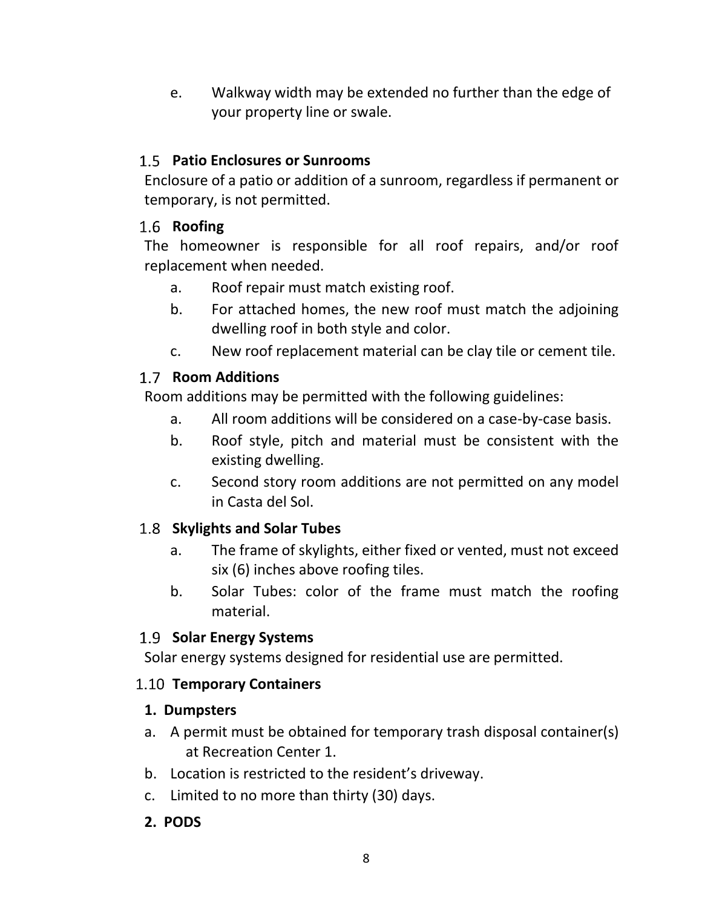e. Walkway width may be extended no further than the edge of your property line or swale.

### 1.5 Patio Enclosures or Sunrooms

Enclosure of a patio or addition of a sunroom, regardless if permanent or temporary, is not permitted.

### 1.6 Roofing

The homeowner is responsible for all roof repairs, and/or roof replacement when needed.

a. Roof repair must match existing roof.

b. For attached homes, the new roof must match the adjoining dwelling roof in both style and color.

c. New roof replacement material can be clay tile or cement tile.

### 1.7 Room Additions

Room additions may be permitted with the following guidelines:

a. All room additions will be considered on a case-by-case basis.

b. Roof style, pitch and material must be consistent with the existing dwelling.

c. Second story room additions are not permitted on any model in Casta del Sol.

### 1.8 Skylights and Solar Tubes

a. The frame of skylights, either fixed or vented, must not exceed six (6) inches above roofing tiles.

b. Solar Tubes: color of the frame must match the roofing material.

### 1.9 Solar Energy Systems

Solar energy systems designed for residential use are permitted.

### 1.10 Temporary Containers

**1. Dumpsters**

a. A permit must be obtained for temporary trash disposal container(s) at Recreation Center 1.

b. Location is restricted to the resident's driveway.

c. Limited to no more than thirty (30) days.

**2. PODS**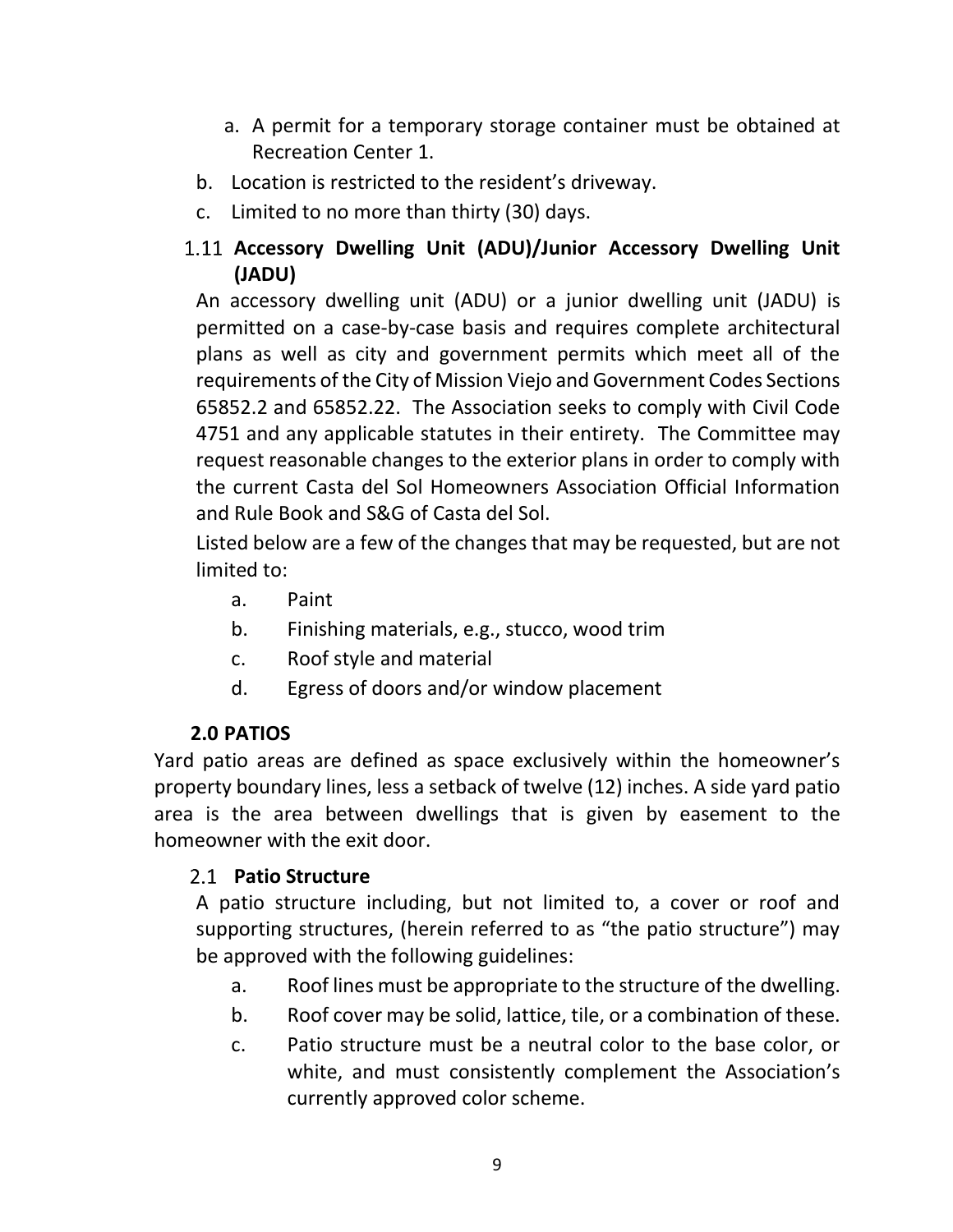a. A permit for a temporary storage container must be obtained at Recreation Center 1.
b. Location is restricted to the resident's driveway.
c. Limited to no more than thirty (30) days.

### 1.11 Accessory Dwelling Unit (ADU)/Junior Accessory Dwelling Unit (JADU)

An accessory dwelling unit (ADU) or a junior dwelling unit (JADU) is permitted on a case-by-case basis and requires complete architectural plans as well as city and government permits which meet all of the requirements of the City of Mission Viejo and Government Codes Sections 65852.2 and 65852.22. The Association seeks to comply with Civil Code 4751 and any applicable statutes in their entirety. The Committee may request reasonable changes to the exterior plans in order to comply with the current Casta del Sol Homeowners Association Official Information and Rule Book and S&G of Casta del Sol.

Listed below are a few of the changes that may be requested, but are not limited to:

a. Paint
b. Finishing materials, e.g., stucco, wood trim
c. Roof style and material
d. Egress of doors and/or window placement

## 2.0 PATIOS

Yard patio areas are defined as space exclusively within the homeowner's property boundary lines, less a setback of twelve (12) inches. A side yard patio area is the area between dwellings that is given by easement to the homeowner with the exit door.

### 2.1 Patio Structure

A patio structure including, but not limited to, a cover or roof and supporting structures, (herein referred to as "the patio structure") may be approved with the following guidelines:

a. Roof lines must be appropriate to the structure of the dwelling.
b. Roof cover may be solid, lattice, tile, or a combination of these.
c. Patio structure must be a neutral color to the base color, or white, and must consistently complement the Association's currently approved color scheme.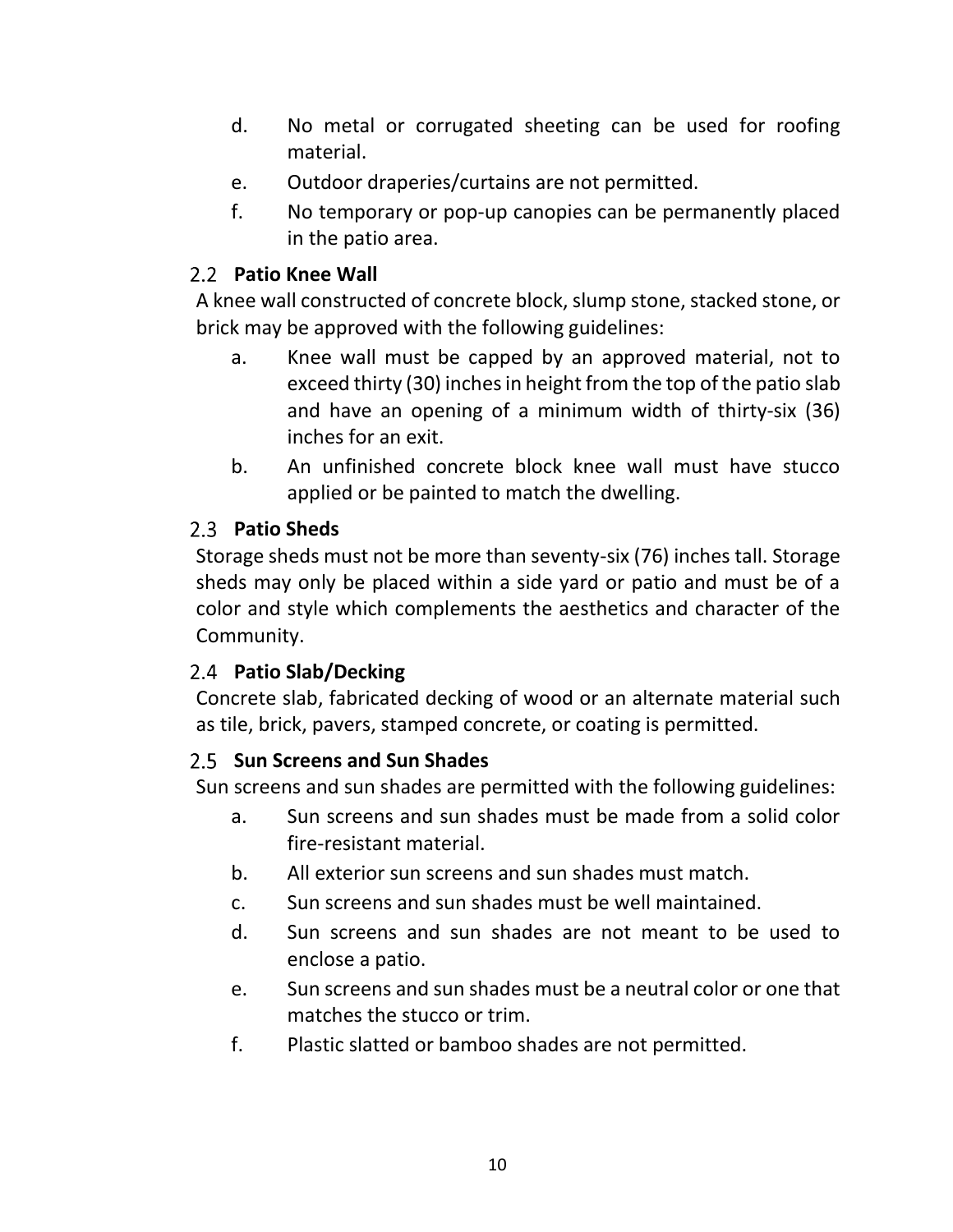d. No metal or corrugated sheeting can be used for roofing material.

e. Outdoor draperies/curtains are not permitted.

f. No temporary or pop-up canopies can be permanently placed in the patio area.

### 2.2 Patio Knee Wall

A knee wall constructed of concrete block, slump stone, stacked stone, or brick may be approved with the following guidelines:

a. Knee wall must be capped by an approved material, not to exceed thirty (30) inches in height from the top of the patio slab and have an opening of a minimum width of thirty-six (36) inches for an exit.

b. An unfinished concrete block knee wall must have stucco applied or be painted to match the dwelling.

### 2.3 Patio Sheds

Storage sheds must not be more than seventy-six (76) inches tall. Storage sheds may only be placed within a side yard or patio and must be of a color and style which complements the aesthetics and character of the Community.

### 2.4 Patio Slab/Decking

Concrete slab, fabricated decking of wood or an alternate material such as tile, brick, pavers, stamped concrete, or coating is permitted.

### 2.5 Sun Screens and Sun Shades

Sun screens and sun shades are permitted with the following guidelines:

a. Sun screens and sun shades must be made from a solid color fire-resistant material.

b. All exterior sun screens and sun shades must match.

c. Sun screens and sun shades must be well maintained.

d. Sun screens and sun shades are not meant to be used to enclose a patio.

e. Sun screens and sun shades must be a neutral color or one that matches the stucco or trim.

f. Plastic slatted or bamboo shades are not permitted.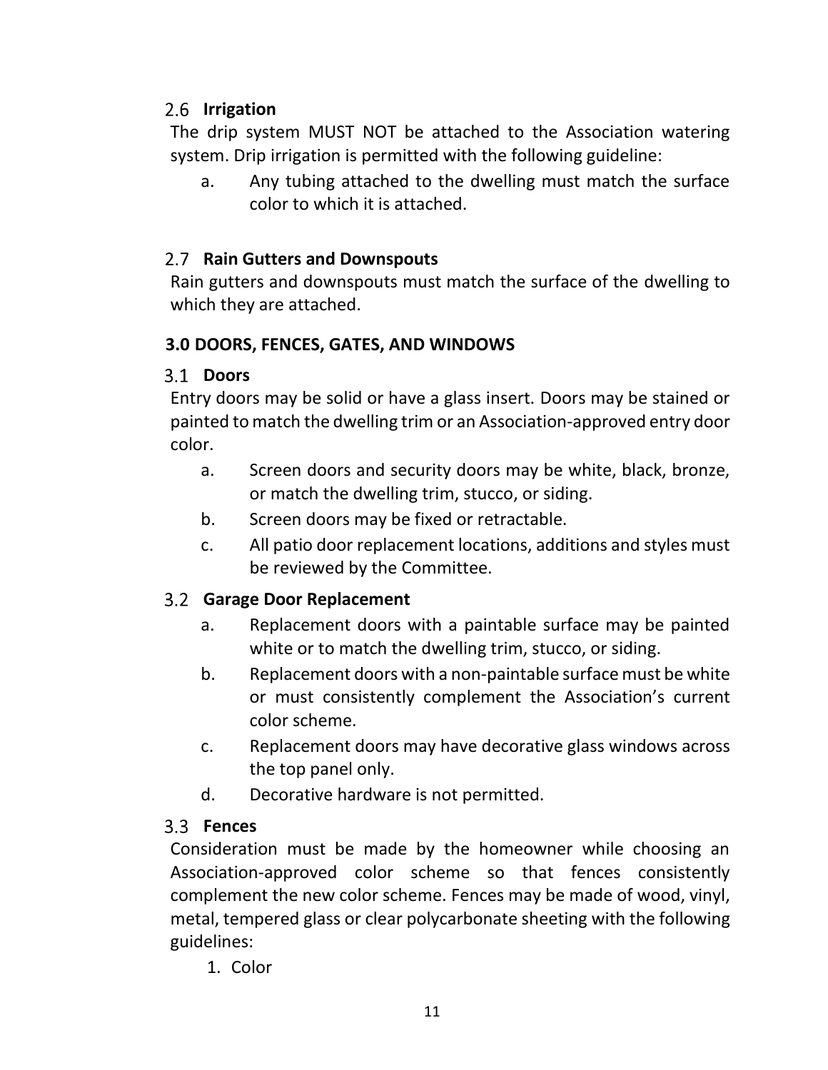### 2.6 Irrigation

The drip system MUST NOT be attached to the Association watering system. Drip irrigation is permitted with the following guideline:

a. Any tubing attached to the dwelling must match the surface color to which it is attached.

### 2.7 Rain Gutters and Downspouts

Rain gutters and downspouts must match the surface of the dwelling to which they are attached.

## 3.0 DOORS, FENCES, GATES, AND WINDOWS

### 3.1 Doors

Entry doors may be solid or have a glass insert. Doors may be stained or painted to match the dwelling trim or an Association-approved entry door color.

a. Screen doors and security doors may be white, black, bronze, or match the dwelling trim, stucco, or siding.

b. Screen doors may be fixed or retractable.

c. All patio door replacement locations, additions and styles must be reviewed by the Committee.

### 3.2 Garage Door Replacement

a. Replacement doors with a paintable surface may be painted white or to match the dwelling trim, stucco, or siding.

b. Replacement doors with a non-paintable surface must be white or must consistently complement the Association's current color scheme.

c. Replacement doors may have decorative glass windows across the top panel only.

d. Decorative hardware is not permitted.

### 3.3 Fences

Consideration must be made by the homeowner while choosing an Association-approved color scheme so that fences consistently complement the new color scheme. Fences may be made of wood, vinyl, metal, tempered glass or clear polycarbonate sheeting with the following guidelines:

1. Color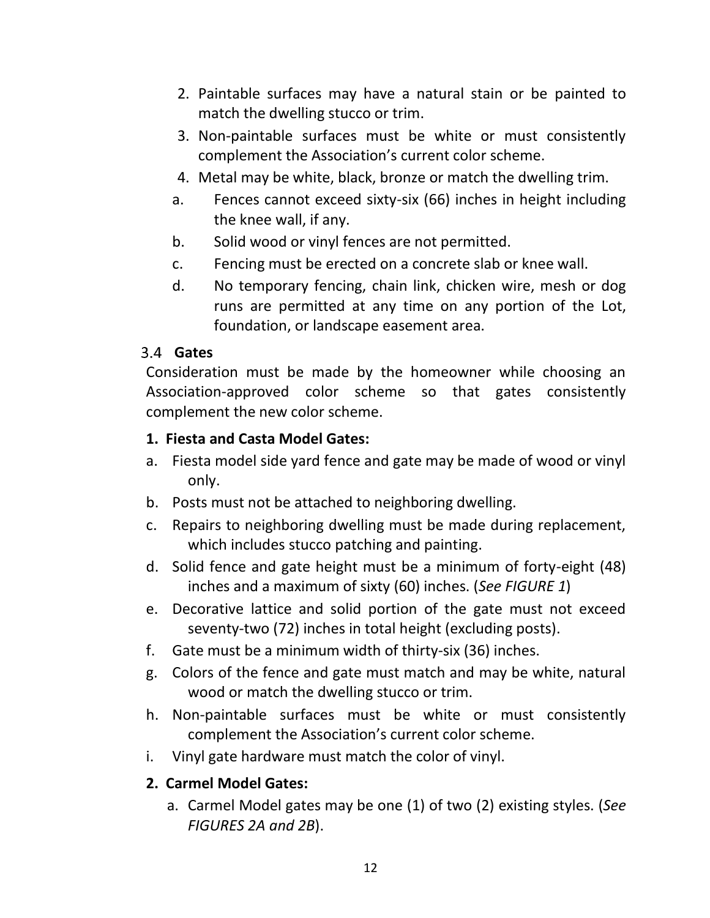2. Paintable surfaces may have a natural stain or be painted to match the dwelling stucco or trim.
3. Non-paintable surfaces must be white or must consistently complement the Association's current color scheme.
4. Metal may be white, black, bronze or match the dwelling trim.

a. Fences cannot exceed sixty-six (66) inches in height including the knee wall, if any.
b. Solid wood or vinyl fences are not permitted.
c. Fencing must be erected on a concrete slab or knee wall.
d. No temporary fencing, chain link, chicken wire, mesh or dog runs are permitted at any time on any portion of the Lot, foundation, or landscape easement area.

### 3.4 Gates

Consideration must be made by the homeowner while choosing an Association-approved color scheme so that gates consistently complement the new color scheme.

**1. Fiesta and Casta Model Gates:**

a. Fiesta model side yard fence and gate may be made of wood or vinyl only.
b. Posts must not be attached to neighboring dwelling.
c. Repairs to neighboring dwelling must be made during replacement, which includes stucco patching and painting.
d. Solid fence and gate height must be a minimum of forty-eight (48) inches and a maximum of sixty (60) inches. (*See FIGURE 1*)
e. Decorative lattice and solid portion of the gate must not exceed seventy-two (72) inches in total height (excluding posts).
f. Gate must be a minimum width of thirty-six (36) inches.
g. Colors of the fence and gate must match and may be white, natural wood or match the dwelling stucco or trim.
h. Non-paintable surfaces must be white or must consistently complement the Association's current color scheme.
i. Vinyl gate hardware must match the color of vinyl.

**2. Carmel Model Gates:**

a. Carmel Model gates may be one (1) of two (2) existing styles. (*See FIGURES 2A and 2B*).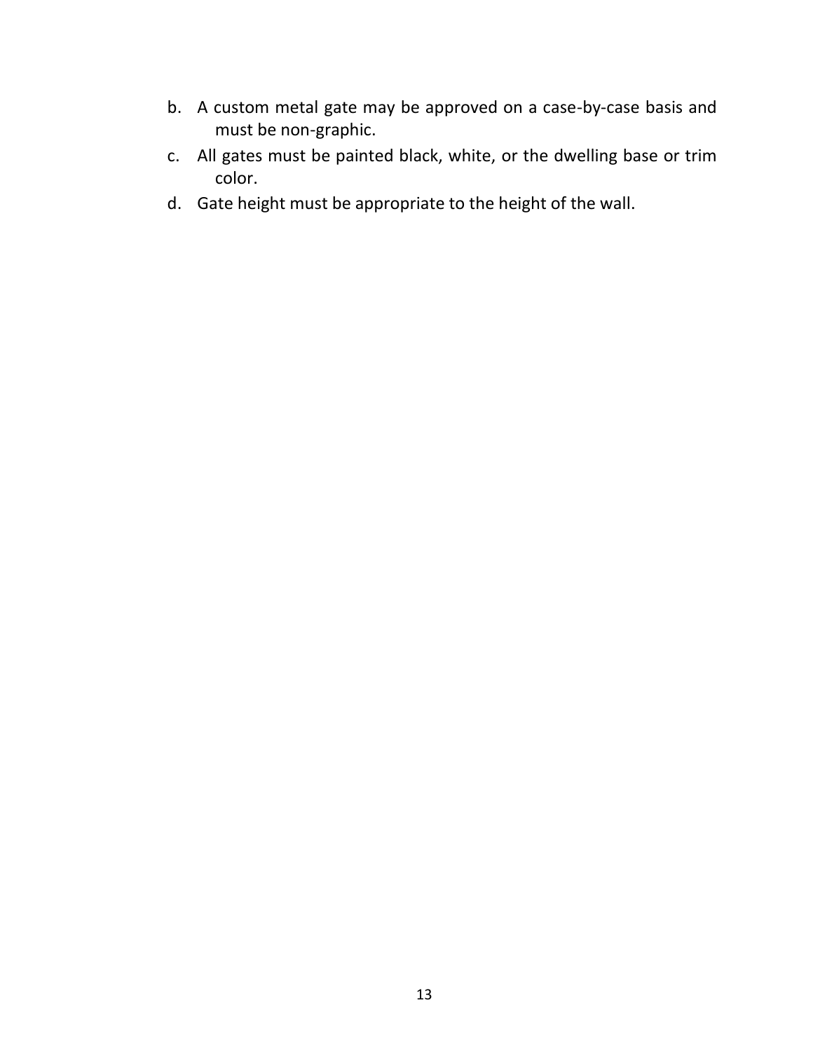b. A custom metal gate may be approved on a case-by-case basis and must be non-graphic.
c. All gates must be painted black, white, or the dwelling base or trim color.
d. Gate height must be appropriate to the height of the wall.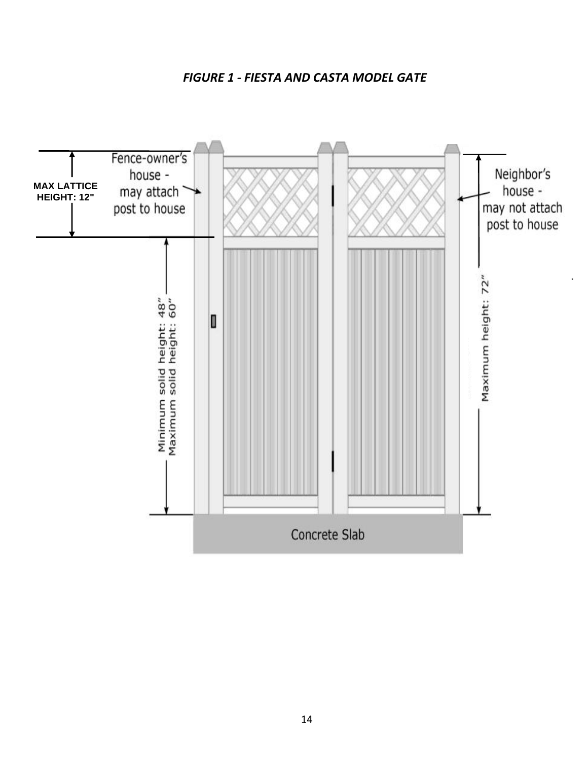*FIGURE 1 - FIESTA AND CASTA MODEL GATE*

MAX LATTICE HEIGHT: 12"

Fence-owner's house - may attach post to house

Neighbor's house - may not attach post to house

Minimum solid height: 48"
Maximum solid height: 60"

Maximum height: 72"

Concrete Slab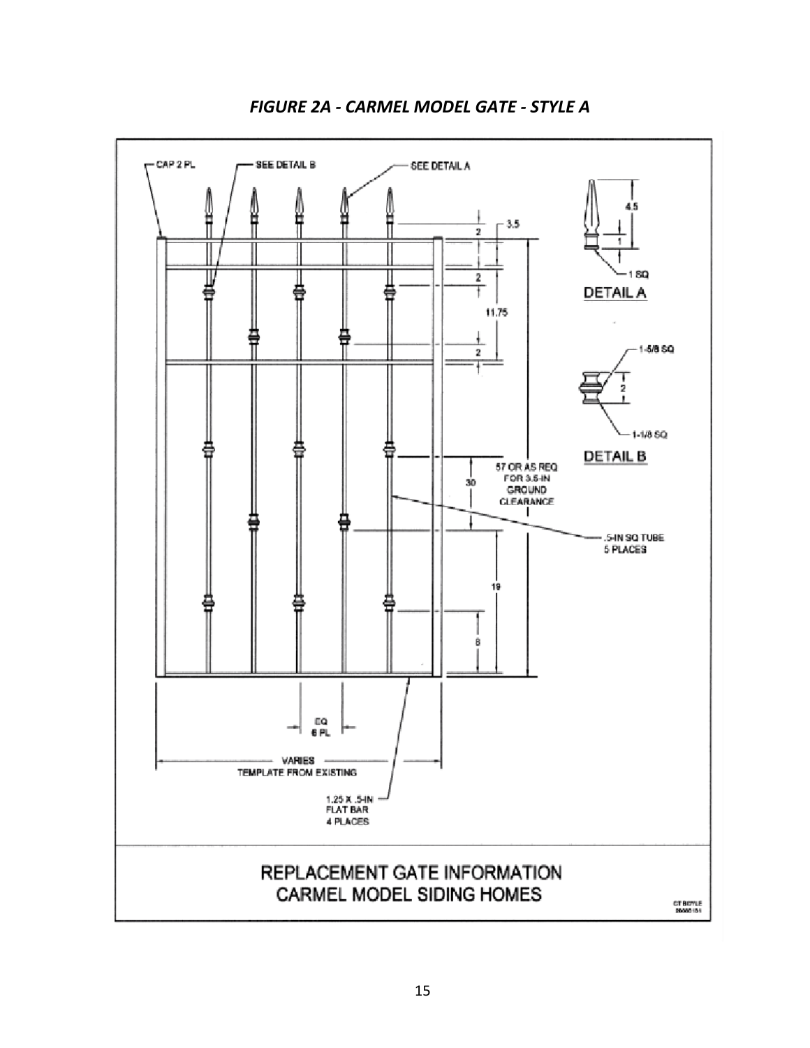*FIGURE 2A - CARMEL MODEL GATE - STYLE A*

CAP 2 PL

SEE DETAIL B

SEE DETAIL A

3.5

2

2

11.75

2

57 OR AS REQ FOR 3.5-IN GROUND CLEARANCE

30

.5-IN SQ TUBE 5 PLACES

19

8

EQ 6 PL

VARIES TEMPLATE FROM EXISTING

1.25 X .5-IN FLAT BAR 4 PLACES

4.5

1

1 SQ

DETAIL A

1-5/8 SQ

2

1-1/8 SQ

DETAIL B

REPLACEMENT GATE INFORMATION
CARMEL MODEL SIDING HOMES

CT BOYLE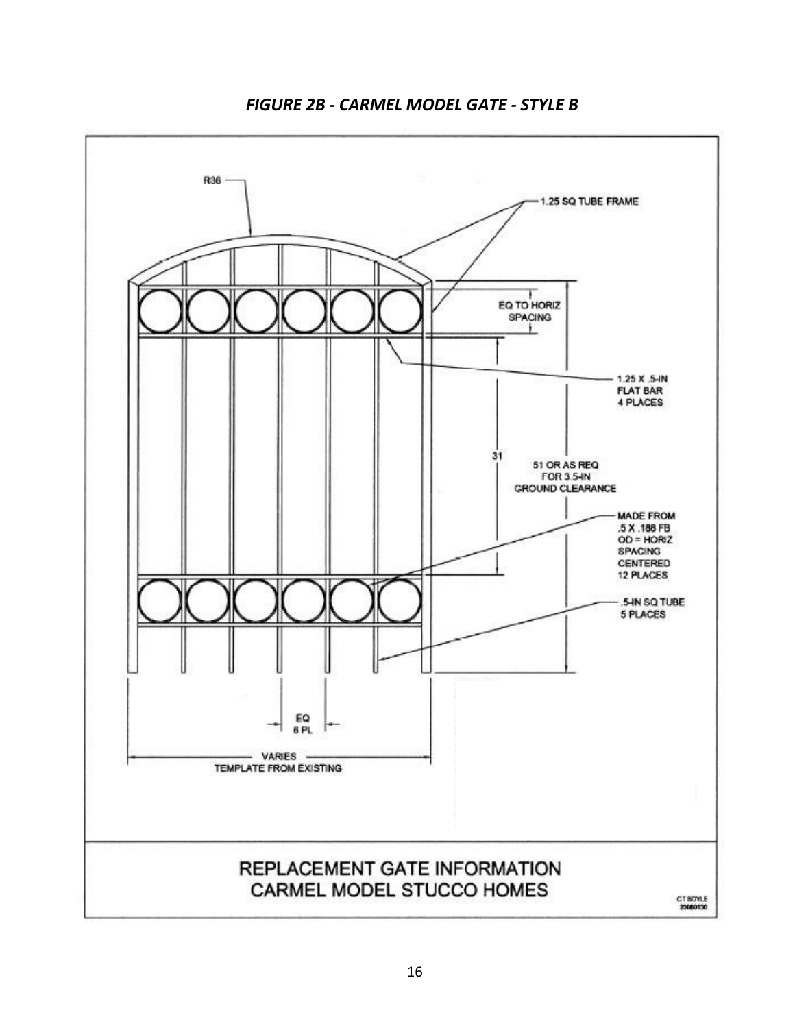*FIGURE 2B - CARMEL MODEL GATE - STYLE B*

R36

1.25 SQ TUBE FRAME

EQ TO HORIZ SPACING

1.25 X .5-IN FLAT BAR 4 PLACES

31

51 OR AS REQ FOR 3.5-IN GROUND CLEARANCE

MADE FROM .5 X .188 FB OD = HORIZ SPACING CENTERED 12 PLACES

.5-IN SQ TUBE 5 PLACES

EQ 6 PL

VARIES TEMPLATE FROM EXISTING

REPLACEMENT GATE INFORMATION
CARMEL MODEL STUCCO HOMES

CT BOYLE 20080130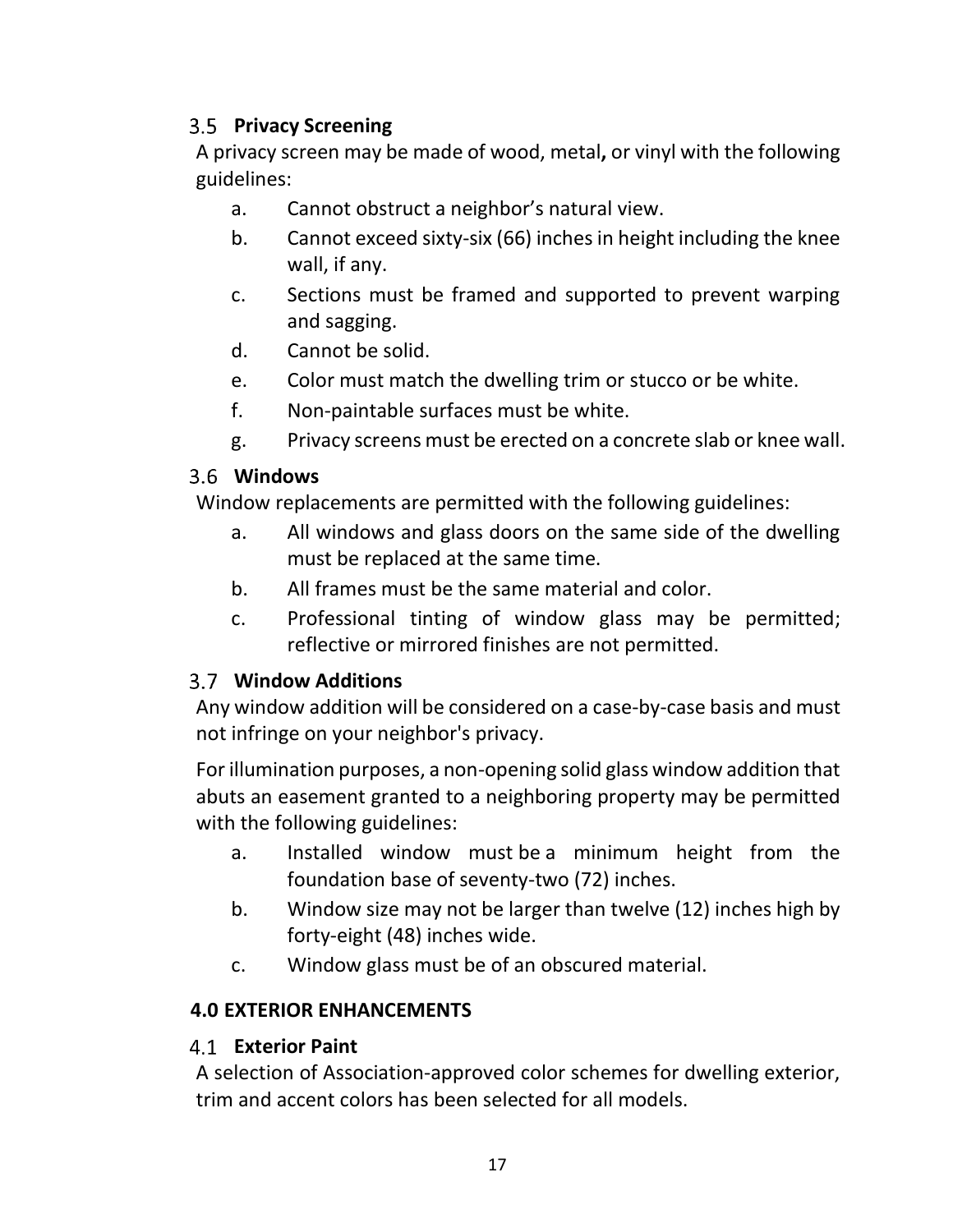### 3.5 Privacy Screening

A privacy screen may be made of wood, metal**,** or vinyl with the following guidelines:

a. Cannot obstruct a neighbor's natural view.

b. Cannot exceed sixty-six (66) inches in height including the knee wall, if any.

c. Sections must be framed and supported to prevent warping and sagging.

d. Cannot be solid.

e. Color must match the dwelling trim or stucco or be white.

f. Non-paintable surfaces must be white.

g. Privacy screens must be erected on a concrete slab or knee wall.

### 3.6 Windows

Window replacements are permitted with the following guidelines:

a. All windows and glass doors on the same side of the dwelling must be replaced at the same time.

b. All frames must be the same material and color.

c. Professional tinting of window glass may be permitted; reflective or mirrored finishes are not permitted.

### 3.7 Window Additions

Any window addition will be considered on a case-by-case basis and must not infringe on your neighbor's privacy.

For illumination purposes, a non-opening solid glass window addition that abuts an easement granted to a neighboring property may be permitted with the following guidelines:

a. Installed window must be a minimum height from the foundation base of seventy-two (72) inches.

b. Window size may not be larger than twelve (12) inches high by forty-eight (48) inches wide.

c. Window glass must be of an obscured material.

## 4.0 EXTERIOR ENHANCEMENTS

### 4.1 Exterior Paint

A selection of Association-approved color schemes for dwelling exterior, trim and accent colors has been selected for all models.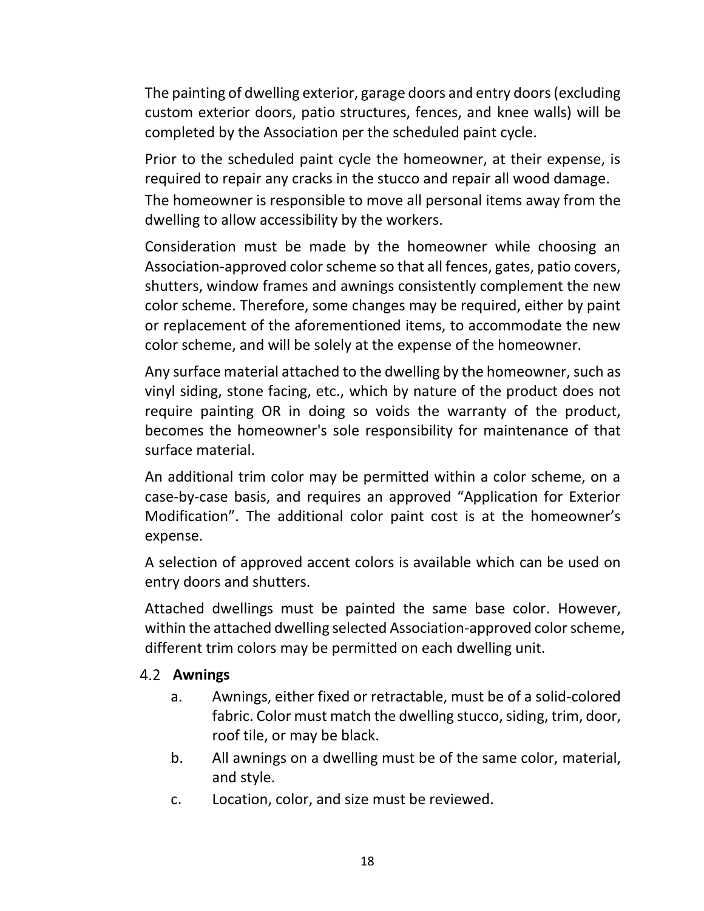The painting of dwelling exterior, garage doors and entry doors (excluding custom exterior doors, patio structures, fences, and knee walls) will be completed by the Association per the scheduled paint cycle.

Prior to the scheduled paint cycle the homeowner, at their expense, is required to repair any cracks in the stucco and repair all wood damage.

The homeowner is responsible to move all personal items away from the dwelling to allow accessibility by the workers.

Consideration must be made by the homeowner while choosing an Association-approved color scheme so that all fences, gates, patio covers, shutters, window frames and awnings consistently complement the new color scheme. Therefore, some changes may be required, either by paint or replacement of the aforementioned items, to accommodate the new color scheme, and will be solely at the expense of the homeowner.

Any surface material attached to the dwelling by the homeowner, such as vinyl siding, stone facing, etc., which by nature of the product does not require painting OR in doing so voids the warranty of the product, becomes the homeowner's sole responsibility for maintenance of that surface material.

An additional trim color may be permitted within a color scheme, on a case-by-case basis, and requires an approved "Application for Exterior Modification". The additional color paint cost is at the homeowner's expense.

A selection of approved accent colors is available which can be used on entry doors and shutters.

Attached dwellings must be painted the same base color. However, within the attached dwelling selected Association-approved color scheme, different trim colors may be permitted on each dwelling unit.

### 4.2 Awnings

a. Awnings, either fixed or retractable, must be of a solid-colored fabric. Color must match the dwelling stucco, siding, trim, door, roof tile, or may be black.

b. All awnings on a dwelling must be of the same color, material, and style.

c. Location, color, and size must be reviewed.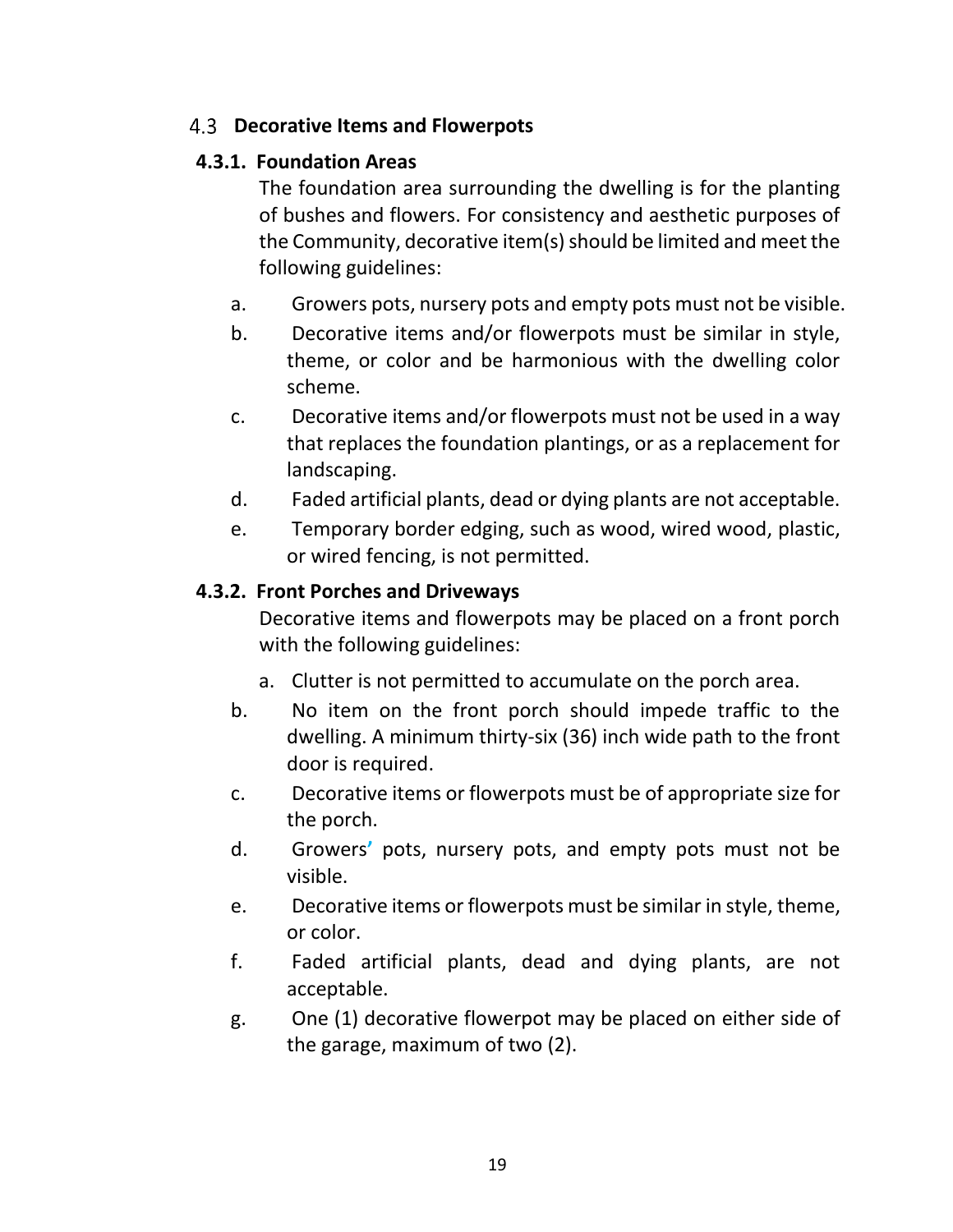## 4.3 Decorative Items and Flowerpots

### 4.3.1. Foundation Areas

The foundation area surrounding the dwelling is for the planting of bushes and flowers. For consistency and aesthetic purposes of the Community, decorative item(s) should be limited and meet the following guidelines:

a. Growers pots, nursery pots and empty pots must not be visible.

b. Decorative items and/or flowerpots must be similar in style, theme, or color and be harmonious with the dwelling color scheme.

c. Decorative items and/or flowerpots must not be used in a way that replaces the foundation plantings, or as a replacement for landscaping.

d. Faded artificial plants, dead or dying plants are not acceptable.

e. Temporary border edging, such as wood, wired wood, plastic, or wired fencing, is not permitted.

### 4.3.2. Front Porches and Driveways

Decorative items and flowerpots may be placed on a front porch with the following guidelines:

a. Clutter is not permitted to accumulate on the porch area.

b. No item on the front porch should impede traffic to the dwelling. A minimum thirty-six (36) inch wide path to the front door is required.

c. Decorative items or flowerpots must be of appropriate size for the porch.

d. Growers' pots, nursery pots, and empty pots must not be visible.

e. Decorative items or flowerpots must be similar in style, theme, or color.

f. Faded artificial plants, dead and dying plants, are not acceptable.

g. One (1) decorative flowerpot may be placed on either side of the garage, maximum of two (2).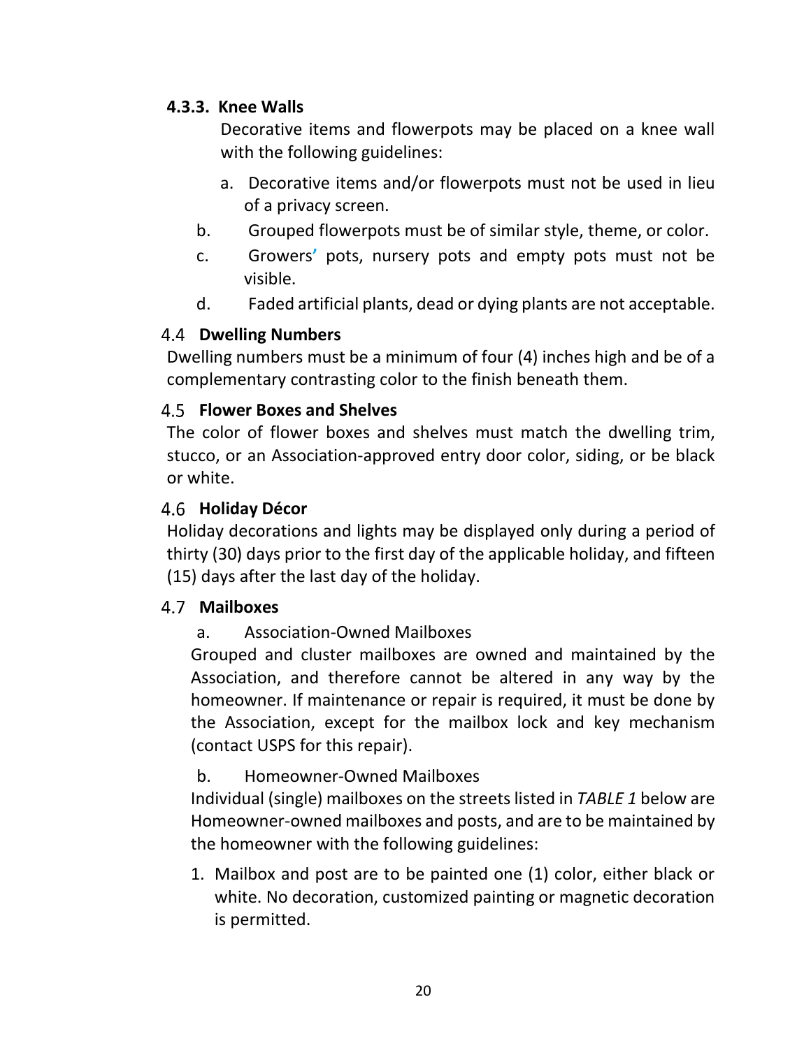#### 4.3.3. Knee Walls

Decorative items and flowerpots may be placed on a knee wall with the following guidelines:

a. Decorative items and/or flowerpots must not be used in lieu of a privacy screen.

b. Grouped flowerpots must be of similar style, theme, or color.

c. Growers' pots, nursery pots and empty pots must not be visible.

d. Faded artificial plants, dead or dying plants are not acceptable.

### 4.4 Dwelling Numbers

Dwelling numbers must be a minimum of four (4) inches high and be of a complementary contrasting color to the finish beneath them.

### 4.5 Flower Boxes and Shelves

The color of flower boxes and shelves must match the dwelling trim, stucco, or an Association-approved entry door color, siding, or be black or white.

### 4.6 Holiday Décor

Holiday decorations and lights may be displayed only during a period of thirty (30) days prior to the first day of the applicable holiday, and fifteen (15) days after the last day of the holiday.

### 4.7 Mailboxes

a. Association-Owned Mailboxes

Grouped and cluster mailboxes are owned and maintained by the Association, and therefore cannot be altered in any way by the homeowner. If maintenance or repair is required, it must be done by the Association, except for the mailbox lock and key mechanism (contact USPS for this repair).

b. Homeowner-Owned Mailboxes

Individual (single) mailboxes on the streets listed in *TABLE 1* below are Homeowner-owned mailboxes and posts, and are to be maintained by the homeowner with the following guidelines:

1. Mailbox and post are to be painted one (1) color, either black or white. No decoration, customized painting or magnetic decoration is permitted.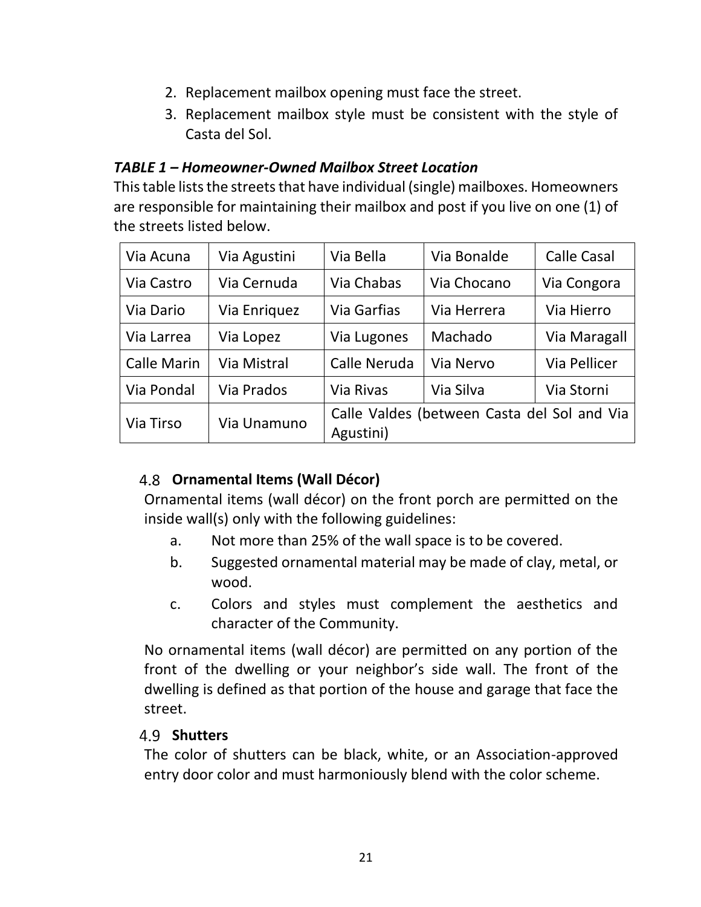2. Replacement mailbox opening must face the street.
3. Replacement mailbox style must be consistent with the style of Casta del Sol.

***TABLE 1 – Homeowner-Owned Mailbox Street Location***

This table lists the streets that have individual (single) mailboxes. Homeowners are responsible for maintaining their mailbox and post if you live on one (1) of the streets listed below.

| | | | | |
|---|---|---|---|---|
| Via Acuna | Via Agustini | Via Bella | Via Bonalde | Calle Casal |
| Via Castro | Via Cernuda | Via Chabas | Via Chocano | Via Congora |
| Via Dario | Via Enriquez | Via Garfias | Via Herrera | Via Hierro |
| Via Larrea | Via Lopez | Via Lugones | Machado | Via Maragall |
| Calle Marin | Via Mistral | Calle Neruda | Via Nervo | Via Pellicer |
| Via Pondal | Via Prados | Via Rivas | Via Silva | Via Storni |
| Via Tirso | Via Unamuno | Calle Valdes (between Casta del Sol and Via Agustini) | | |

### 4.8 Ornamental Items (Wall Décor)

Ornamental items (wall décor) on the front porch are permitted on the inside wall(s) only with the following guidelines:

a. Not more than 25% of the wall space is to be covered.

b. Suggested ornamental material may be made of clay, metal, or wood.

c. Colors and styles must complement the aesthetics and character of the Community.

No ornamental items (wall décor) are permitted on any portion of the front of the dwelling or your neighbor's side wall. The front of the dwelling is defined as that portion of the house and garage that face the street.

### 4.9 Shutters

The color of shutters can be black, white, or an Association-approved entry door color and must harmoniously blend with the color scheme.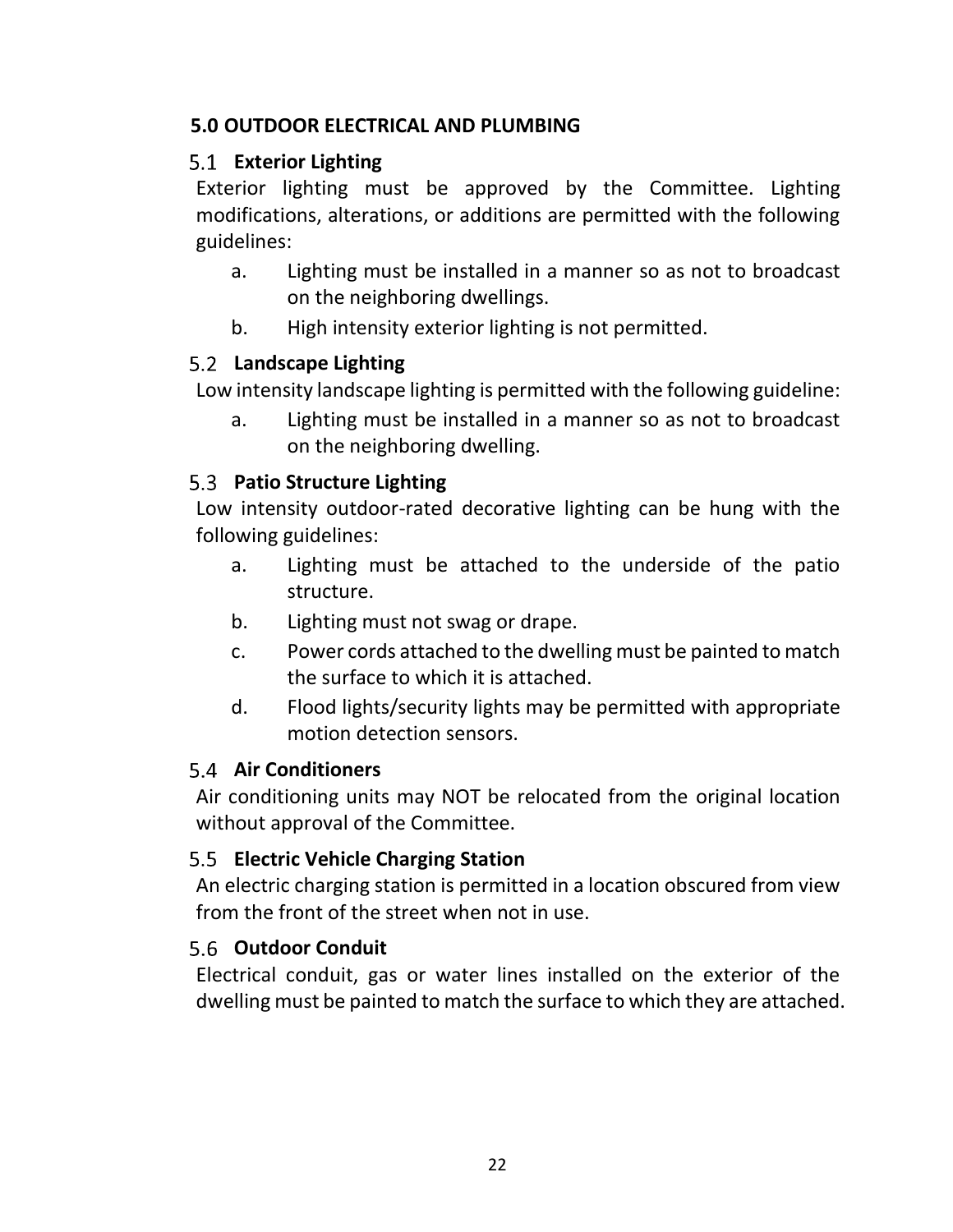## 5.0 OUTDOOR ELECTRICAL AND PLUMBING

### 5.1 Exterior Lighting

Exterior lighting must be approved by the Committee. Lighting modifications, alterations, or additions are permitted with the following guidelines:

a. Lighting must be installed in a manner so as not to broadcast on the neighboring dwellings.

b. High intensity exterior lighting is not permitted.

### 5.2 Landscape Lighting

Low intensity landscape lighting is permitted with the following guideline:

a. Lighting must be installed in a manner so as not to broadcast on the neighboring dwelling.

### 5.3 Patio Structure Lighting

Low intensity outdoor-rated decorative lighting can be hung with the following guidelines:

a. Lighting must be attached to the underside of the patio structure.

b. Lighting must not swag or drape.

c. Power cords attached to the dwelling must be painted to match the surface to which it is attached.

d. Flood lights/security lights may be permitted with appropriate motion detection sensors.

### 5.4 Air Conditioners

Air conditioning units may NOT be relocated from the original location without approval of the Committee.

### 5.5 Electric Vehicle Charging Station

An electric charging station is permitted in a location obscured from view from the front of the street when not in use.

### 5.6 Outdoor Conduit

Electrical conduit, gas or water lines installed on the exterior of the dwelling must be painted to match the surface to which they are attached.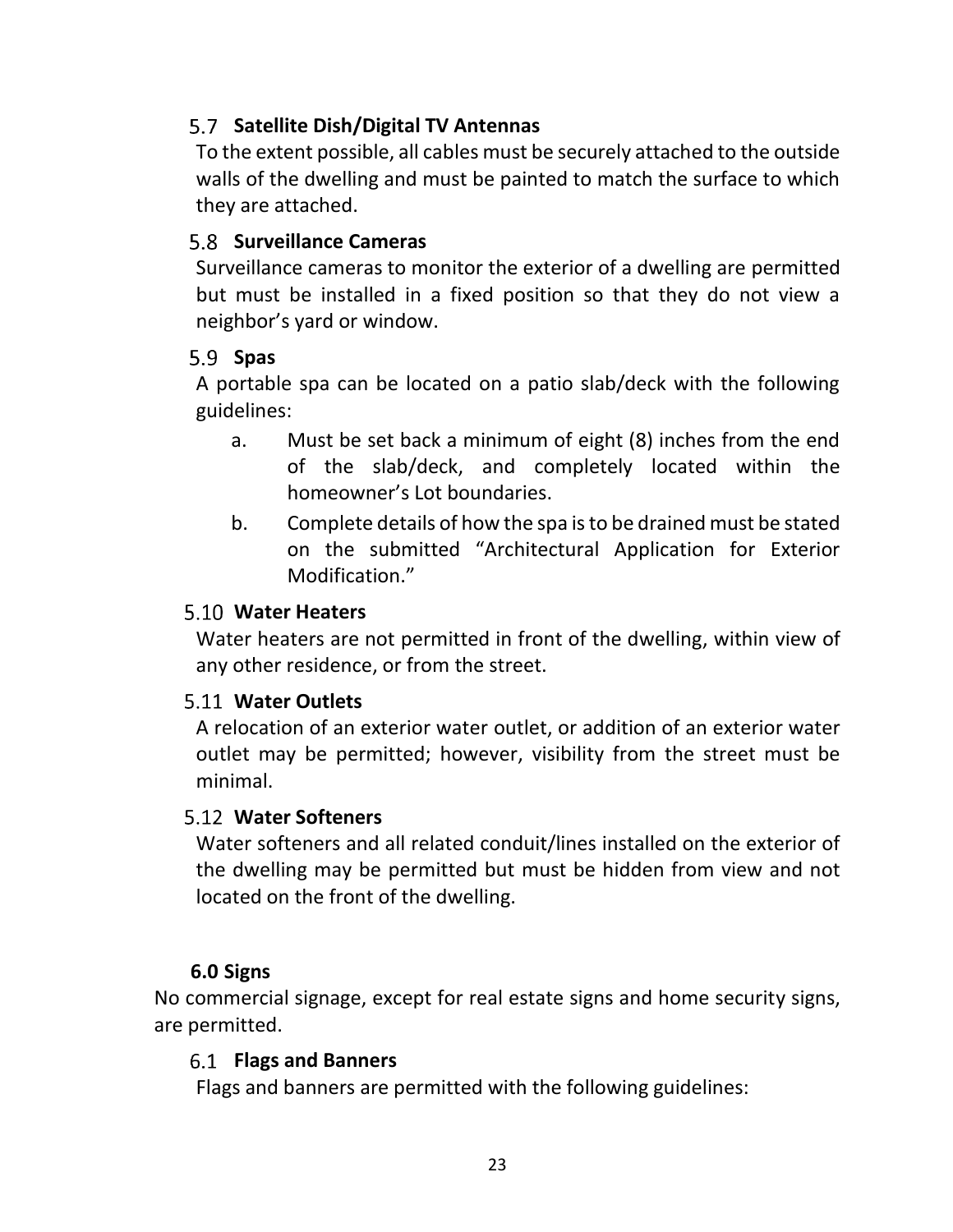### 5.7 Satellite Dish/Digital TV Antennas

To the extent possible, all cables must be securely attached to the outside walls of the dwelling and must be painted to match the surface to which they are attached.

### 5.8 Surveillance Cameras

Surveillance cameras to monitor the exterior of a dwelling are permitted but must be installed in a fixed position so that they do not view a neighbor's yard or window.

### 5.9 Spas

A portable spa can be located on a patio slab/deck with the following guidelines:

a. Must be set back a minimum of eight (8) inches from the end of the slab/deck, and completely located within the homeowner's Lot boundaries.

b. Complete details of how the spa is to be drained must be stated on the submitted "Architectural Application for Exterior Modification."

### 5.10 Water Heaters

Water heaters are not permitted in front of the dwelling, within view of any other residence, or from the street.

### 5.11 Water Outlets

A relocation of an exterior water outlet, or addition of an exterior water outlet may be permitted; however, visibility from the street must be minimal.

### 5.12 Water Softeners

Water softeners and all related conduit/lines installed on the exterior of the dwelling may be permitted but must be hidden from view and not located on the front of the dwelling.

## 6.0 Signs

No commercial signage, except for real estate signs and home security signs, are permitted.

### 6.1 Flags and Banners

Flags and banners are permitted with the following guidelines: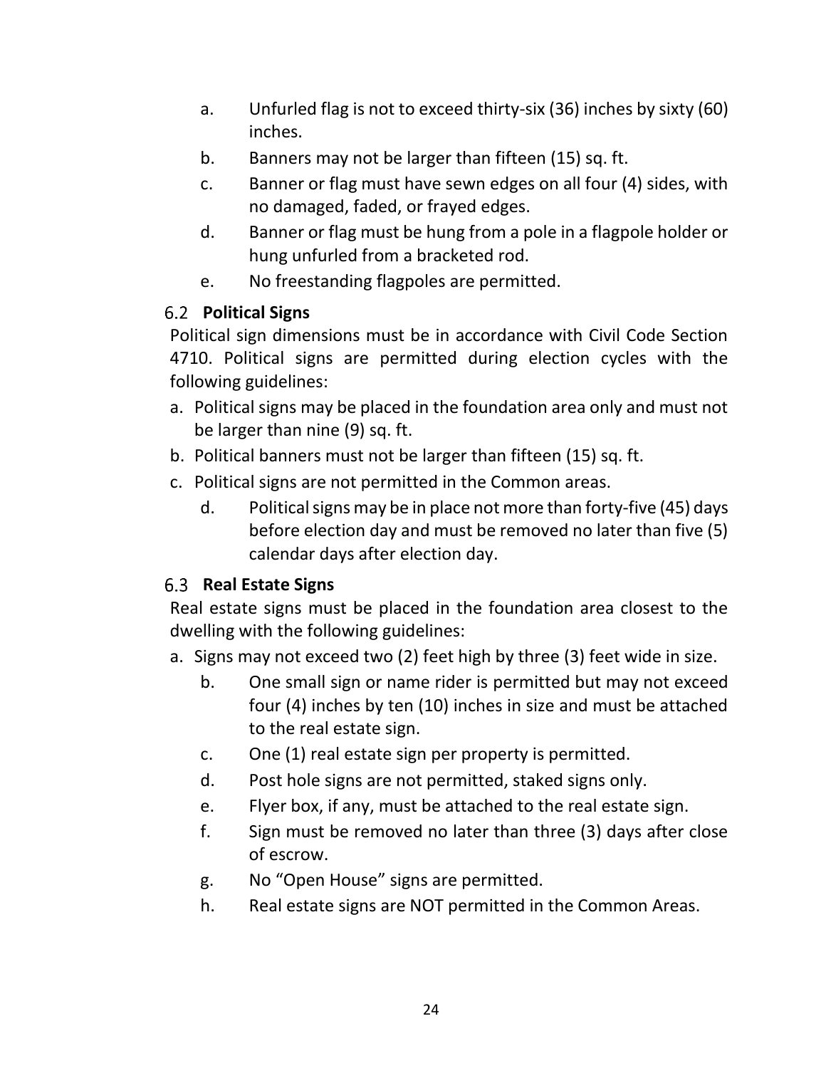a. Unfurled flag is not to exceed thirty-six (36) inches by sixty (60) inches.
b. Banners may not be larger than fifteen (15) sq. ft.
c. Banner or flag must have sewn edges on all four (4) sides, with no damaged, faded, or frayed edges.
d. Banner or flag must be hung from a pole in a flagpole holder or hung unfurled from a bracketed rod.
e. No freestanding flagpoles are permitted.

### 6.2 Political Signs

Political sign dimensions must be in accordance with Civil Code Section 4710. Political signs are permitted during election cycles with the following guidelines:

a. Political signs may be placed in the foundation area only and must not be larger than nine (9) sq. ft.
b. Political banners must not be larger than fifteen (15) sq. ft.
c. Political signs are not permitted in the Common areas.
d. Political signs may be in place not more than forty-five (45) days before election day and must be removed no later than five (5) calendar days after election day.

### 6.3 Real Estate Signs

Real estate signs must be placed in the foundation area closest to the dwelling with the following guidelines:

a. Signs may not exceed two (2) feet high by three (3) feet wide in size.
b. One small sign or name rider is permitted but may not exceed four (4) inches by ten (10) inches in size and must be attached to the real estate sign.
c. One (1) real estate sign per property is permitted.
d. Post hole signs are not permitted, staked signs only.
e. Flyer box, if any, must be attached to the real estate sign.
f. Sign must be removed no later than three (3) days after close of escrow.
g. No “Open House” signs are permitted.
h. Real estate signs are NOT permitted in the Common Areas.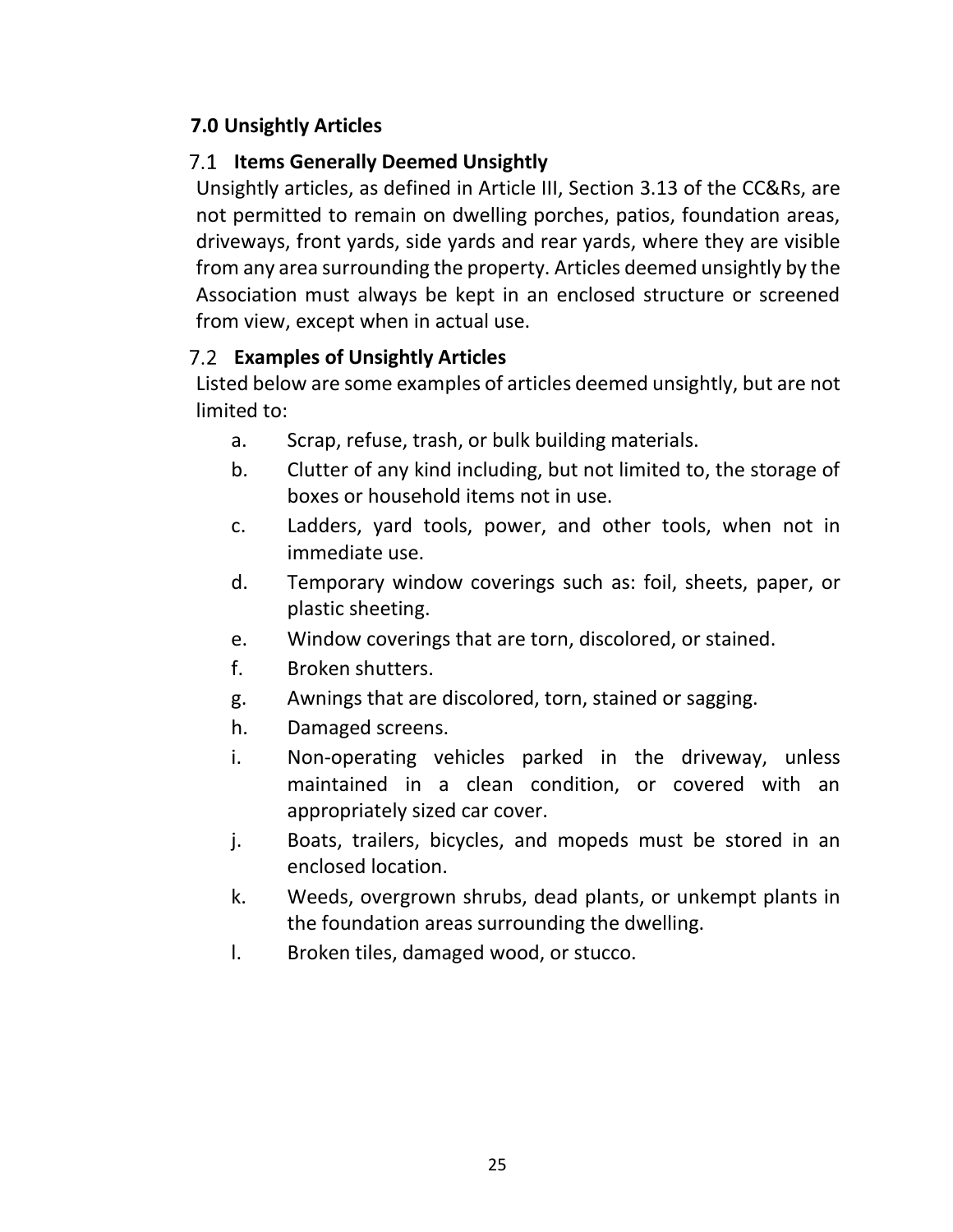## 7.0 Unsightly Articles

### 7.1 Items Generally Deemed Unsightly

Unsightly articles, as defined in Article III, Section 3.13 of the CC&Rs, are not permitted to remain on dwelling porches, patios, foundation areas, driveways, front yards, side yards and rear yards, where they are visible from any area surrounding the property. Articles deemed unsightly by the Association must always be kept in an enclosed structure or screened from view, except when in actual use.

### 7.2 Examples of Unsightly Articles

Listed below are some examples of articles deemed unsightly, but are not limited to:

- a. Scrap, refuse, trash, or bulk building materials.
- b. Clutter of any kind including, but not limited to, the storage of boxes or household items not in use.
- c. Ladders, yard tools, power, and other tools, when not in immediate use.
- d. Temporary window coverings such as: foil, sheets, paper, or plastic sheeting.
- e. Window coverings that are torn, discolored, or stained.
- f. Broken shutters.
- g. Awnings that are discolored, torn, stained or sagging.
- h. Damaged screens.
- i. Non-operating vehicles parked in the driveway, unless maintained in a clean condition, or covered with an appropriately sized car cover.
- j. Boats, trailers, bicycles, and mopeds must be stored in an enclosed location.
- k. Weeds, overgrown shrubs, dead plants, or unkempt plants in the foundation areas surrounding the dwelling.
- l. Broken tiles, damaged wood, or stucco.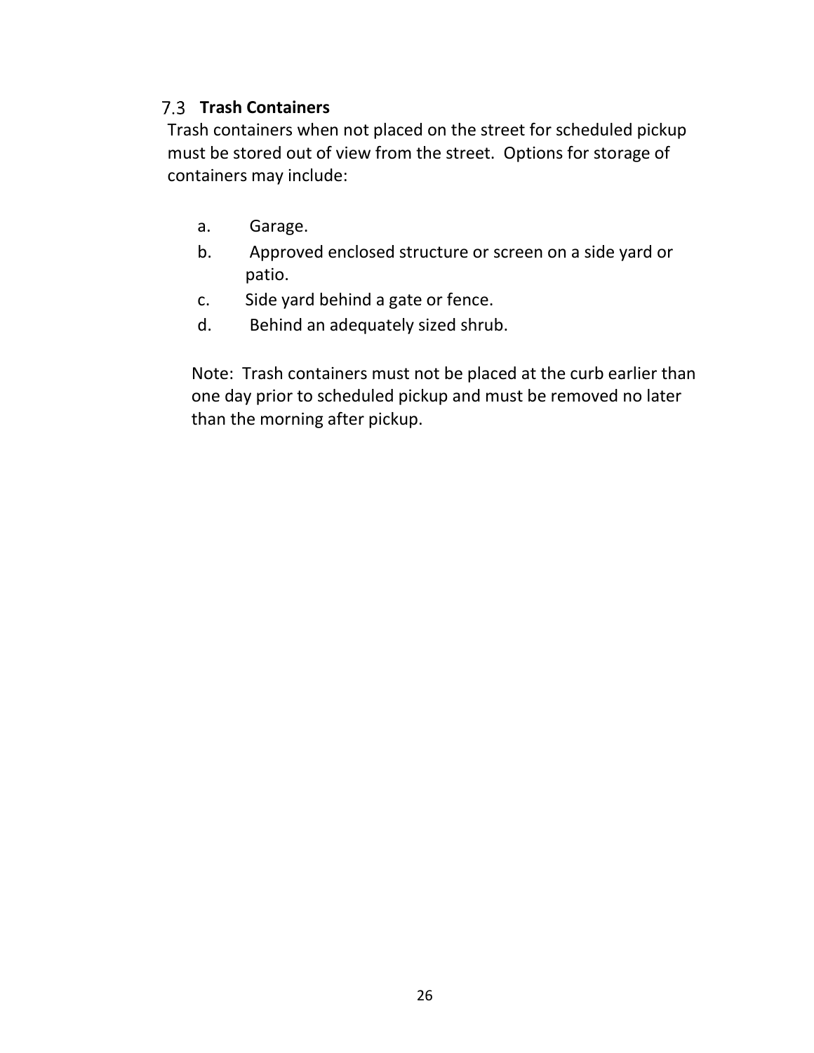### 7.3 **Trash Containers**

Trash containers when not placed on the street for scheduled pickup must be stored out of view from the street. Options for storage of containers may include:

a. Garage.
b. Approved enclosed structure or screen on a side yard or patio.
c. Side yard behind a gate or fence.
d. Behind an adequately sized shrub.

Note: Trash containers must not be placed at the curb earlier than one day prior to scheduled pickup and must be removed no later than the morning after pickup.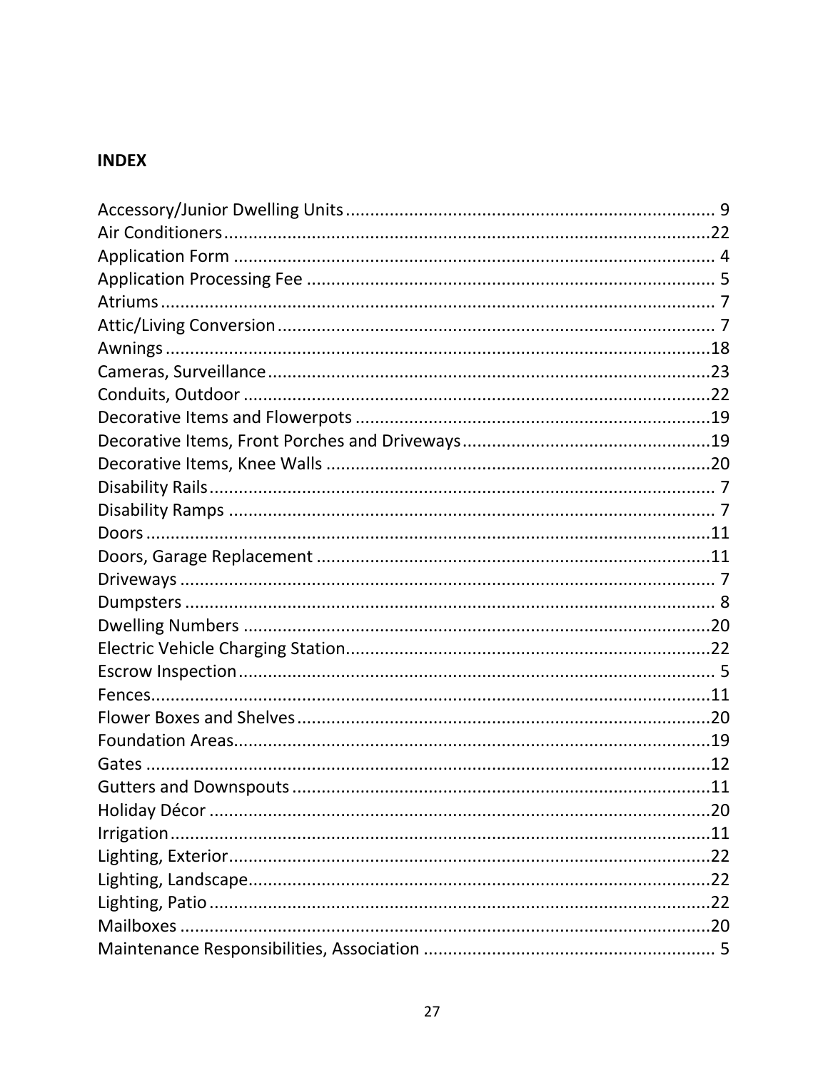## INDEX

Accessory/Junior Dwelling Units ........................................................................... 9
Air Conditioners ....................................................................................................22
Application Form .................................................................................................. 4
Application Processing Fee ................................................................................... 5
Atriums ................................................................................................................. 7
Attic/Living Conversion ......................................................................................... 7
Awnings ...............................................................................................................18
Cameras, Surveillance ..........................................................................................23
Conduits, Outdoor ...............................................................................................22
Decorative Items and Flowerpots ........................................................................19
Decorative Items, Front Porches and Driveways ..................................................19
Decorative Items, Knee Walls ..............................................................................20
Disability Rails ....................................................................................................... 7
Disability Ramps ................................................................................................... 7
Doors ...................................................................................................................11
Doors, Garage Replacement ................................................................................11
Driveways ............................................................................................................. 7
Dumpsters ............................................................................................................ 8
Dwelling Numbers ...............................................................................................20
Electric Vehicle Charging Station ..........................................................................22
Escrow Inspection ................................................................................................. 5
Fences ..................................................................................................................11
Flower Boxes and Shelves ....................................................................................20
Foundation Areas .................................................................................................19
Gates ...................................................................................................................12
Gutters and Downspouts .....................................................................................11
Holiday Décor ......................................................................................................20
Irrigation ..............................................................................................................11
Lighting, Exterior ..................................................................................................22
Lighting, Landscape ..............................................................................................22
Lighting, Patio ......................................................................................................22
Mailboxes ............................................................................................................20
Maintenance Responsibilities, Association ........................................................... 5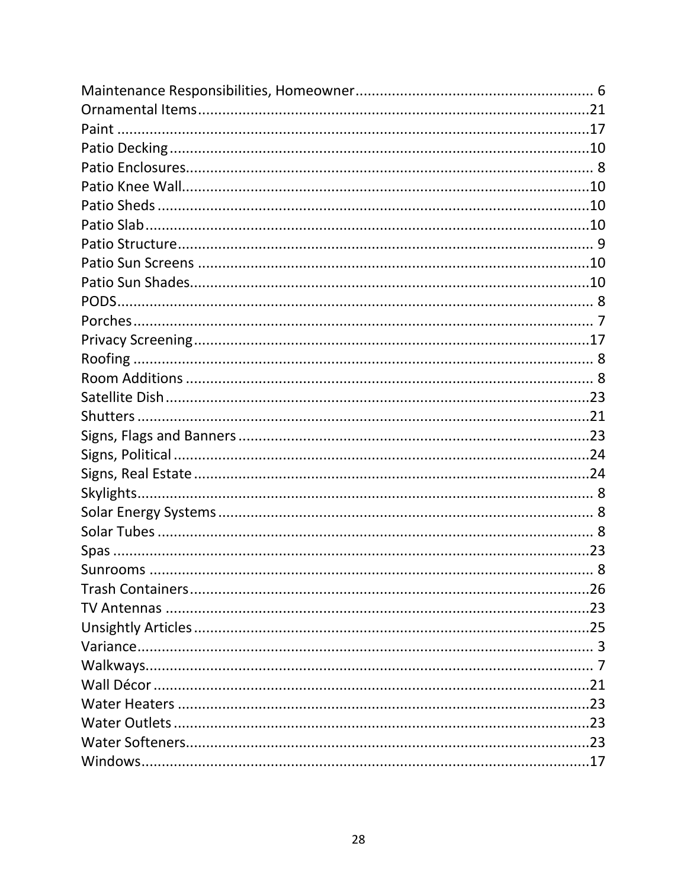Maintenance Responsibilities, Homeowner.......................................................... 6
Ornamental Items................................................................................................21
Paint .....................................................................................................................17
Patio Decking........................................................................................................10
Patio Enclosures.................................................................................................... 8
Patio Knee Wall....................................................................................................10
Patio Sheds ..........................................................................................................10
Patio Slab.............................................................................................................10
Patio Structure...................................................................................................... 9
Patio Sun Screens ................................................................................................10
Patio Sun Shades..................................................................................................10
PODS..................................................................................................................... 8
Porches ................................................................................................................. 7
Privacy Screening.................................................................................................17
Roofing ................................................................................................................. 8
Room Additions .................................................................................................... 8
Satellite Dish ........................................................................................................23
Shutters ...............................................................................................................21
Signs, Flags and Banners......................................................................................23
Signs, Political ......................................................................................................24
Signs, Real Estate .................................................................................................24
Skylights................................................................................................................ 8
Solar Energy Systems............................................................................................ 8
Solar Tubes ........................................................................................................... 8
Spas ......................................................................................................................23
Sunrooms ............................................................................................................. 8
Trash Containers..................................................................................................26
TV Antennas ........................................................................................................23
Unsightly Articles .................................................................................................25
Variance................................................................................................................ 3
Walkways.............................................................................................................. 7
Wall Décor ...........................................................................................................21
Water Heaters ......................................................................................................23
Water Outlets ......................................................................................................23
Water Softeners...................................................................................................23
Windows...............................................................................................................17